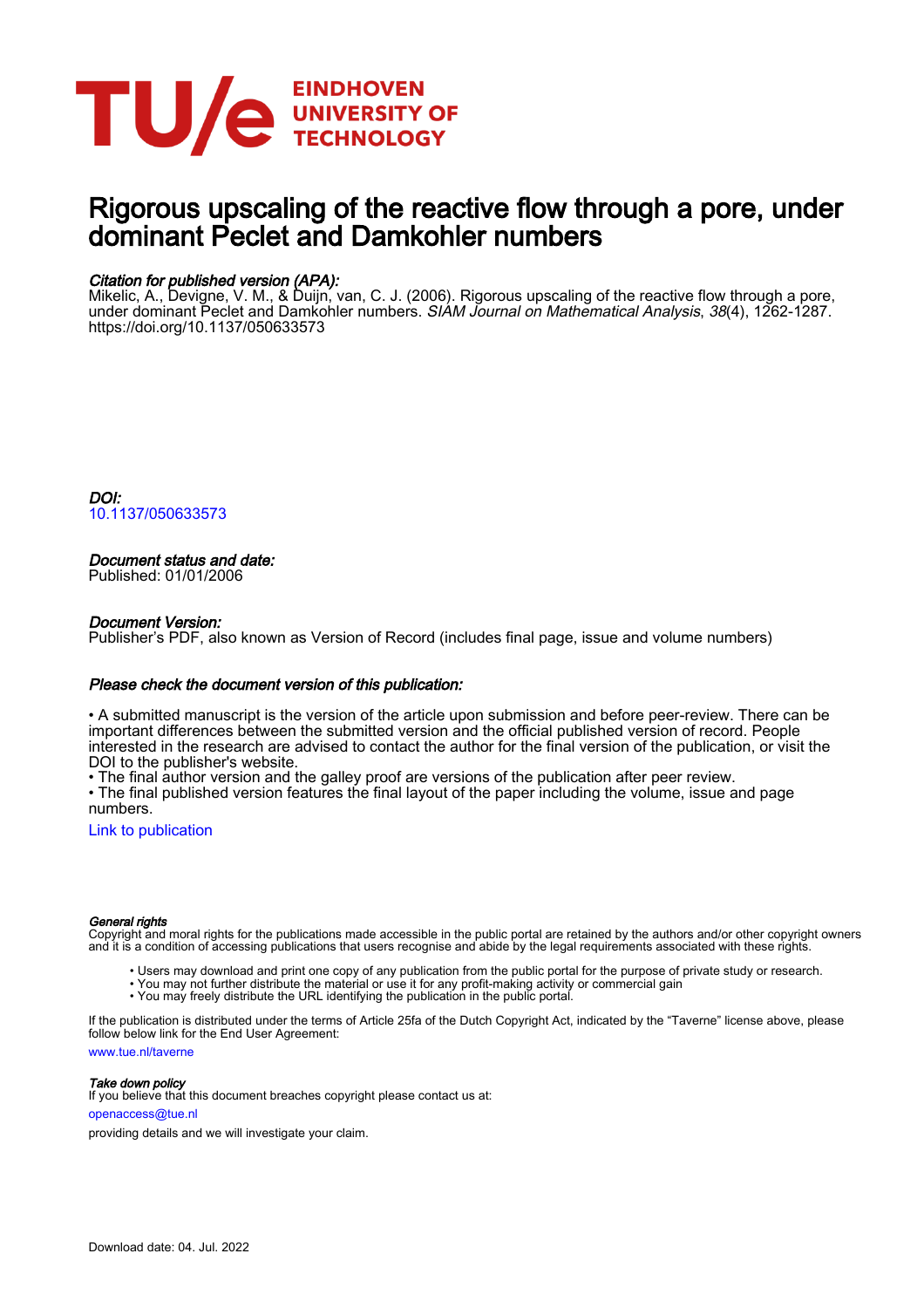EINDHOVEN UNIVERSITY OF TECHNOLOGY

# Rigorous upscaling of the reactive flow through a pore, under dominant Peclet and Damkohler numbers

### *Citation for published version (APA):*

Mikelic, A., Devigne, V. M., & Duijn, van, C. J. (2006). Rigorous upscaling of the reactive flow through a pore, under dominant Peclet and Damkohler numbers. *SIAM Journal on Mathematical Analysis*, *38*(4), 1262-1287. https://doi.org/10.1137/050633573

### *DOI:*

10.1137/050633573

### *Document status and date:*

Published: 01/01/2006

### *Document Version:*

Publisher's PDF, also known as Version of Record (includes final page, issue and volume numbers)

### *Please check the document version of this publication:*

• A submitted manuscript is the version of the article upon submission and before peer-review. There can be important differences between the submitted version and the official published version of record. People interested in the research are advised to contact the author for the final version of the publication, or visit the DOI to the publisher's website.
• The final author version and the galley proof are versions of the publication after peer review.
• The final published version features the final layout of the paper including the volume, issue and page numbers.

Link to publication

#### *General rights*

Copyright and moral rights for the publications made accessible in the public portal are retained by the authors and/or other copyright owners and it is a condition of accessing publications that users recognise and abide by the legal requirements associated with these rights.

- Users may download and print one copy of any publication from the public portal for the purpose of private study or research.
- You may not further distribute the material or use it for any profit-making activity or commercial gain
- You may freely distribute the URL identifying the publication in the public portal.

If the publication is distributed under the terms of Article 25fa of the Dutch Copyright Act, indicated by the "Taverne" license above, please follow below link for the End User Agreement:

www.tue.nl/taverne

#### *Take down policy*

If you believe that this document breaches copyright please contact us at:

openaccess@tue.nl

providing details and we will investigate your claim.

Download date: 04. Jul. 2022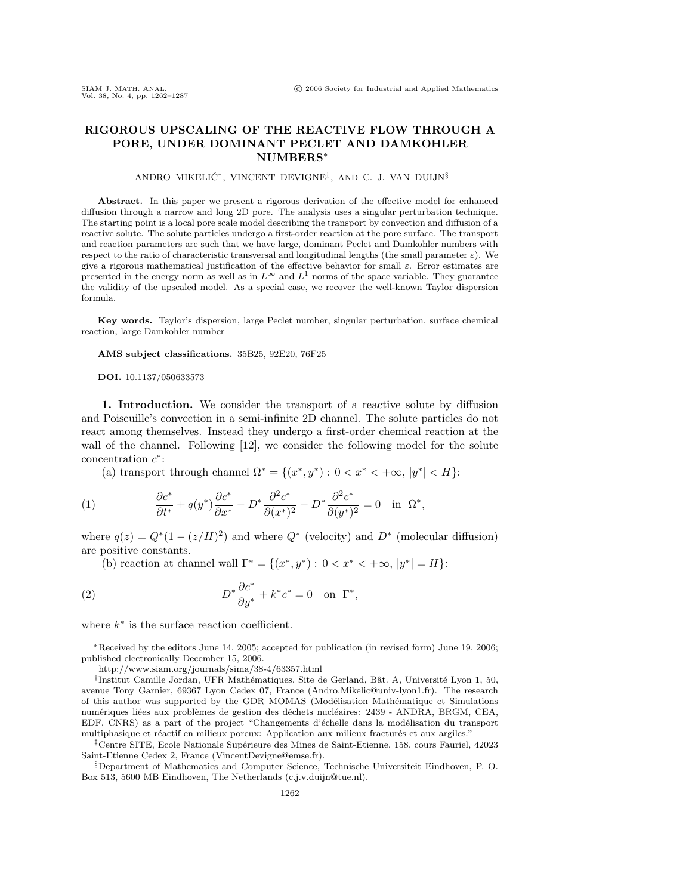# RIGOROUS UPSCALING OF THE REACTIVE FLOW THROUGH A PORE, UNDER DOMINANT PECLET AND DAMKOHLER NUMBERS*

ANDRO MIKELIĆ[†], VINCENT DEVIGNE[‡], AND C. J. VAN DUIJN[§]

**Abstract.** In this paper we present a rigorous derivation of the effective model for enhanced diffusion through a narrow and long 2D pore. The analysis uses a singular perturbation technique. The starting point is a local pore scale model describing the transport by convection and diffusion of a reactive solute. The solute particles undergo a first-order reaction at the pore surface. The transport and reaction parameters are such that we have large, dominant Peclet and Damkohler numbers with respect to the ratio of characteristic transversal and longitudinal lengths (the small parameter $\varepsilon$). We give a rigorous mathematical justification of the effective behavior for small $\varepsilon$. Error estimates are presented in the energy norm as well as in $L^\infty$ and $L^1$ norms of the space variable. They guarantee the validity of the upscaled model. As a special case, we recover the well-known Taylor dispersion formula.

**Key words.** Taylor's dispersion, large Peclet number, singular perturbation, surface chemical reaction, large Damkohler number

**AMS subject classifications.** 35B25, 92E20, 76F25

**DOI.** 10.1137/050633573

## 1. Introduction.

We consider the transport of a reactive solute by diffusion and Poiseuille's convection in a semi-infinite 2D channel. The solute particles do not react among themselves. Instead they undergo a first-order chemical reaction at the wall of the channel. Following [12], we consider the following model for the solute concentration $c^*$:

(a) transport through channel $\Omega^* = \{(x^*, y^*) : 0 < x^* < +\infty, |y^*| < H\}$:

$$\frac{\partial c^*}{\partial t^*} + q(y^*)\frac{\partial c^*}{\partial x^*} - D^* \frac{\partial^2 c^*}{\partial (x^*)^2} - D^* \frac{\partial^2 c^*}{\partial (y^*)^2} = 0 \quad \text{in } \Omega^*, \tag{1}$$

where $q(z) = Q^*(1 - (z/H)^2)$ and where $Q^*$ (velocity) and $D^*$ (molecular diffusion) are positive constants.

(b) reaction at channel wall $\Gamma^* = \{(x^*, y^*) : 0 < x^* < +\infty, |y^*| = H\}$:

$$D^* \frac{\partial c^*}{\partial y^*} + k^* c^* = 0 \quad \text{on } \Gamma^*, \tag{2}$$

where $k^*$ is the surface reaction coefficient.

---

*Received by the editors June 14, 2005; accepted for publication (in revised form) June 19, 2006; published electronically December 15, 2006.

http://www.siam.org/journals/sima/38-4/63357.html

[†]Institut Camille Jordan, UFR Mathématiques, Site de Gerland, Bât. A, Université Lyon 1, 50, avenue Tony Garnier, 69367 Lyon Cedex 07, France (Andro.Mikelic@univ-lyon1.fr). The research of this author was supported by the GDR MOMAS (Modélisation Mathématique et Simulations numériques liées aux problèmes de gestion des déchets nucléaires: 2439 - ANDRA, BRGM, CEA, EDF, CNRS) as a part of the project "Changements d'échelle dans la modélisation du transport multiphasique et réactif en milieux poreux: Application aux milieux fracturés et aux argiles."

[‡]Centre SITE, Ecole Nationale Supérieure des Mines de Saint-Etienne, 158, cours Fauriel, 42023 Saint-Etienne Cedex 2, France (VincentDevigne@emse.fr).

[§]Department of Mathematics and Computer Science, Technische Universiteit Eindhoven, P. O. Box 513, 5600 MB Eindhoven, The Netherlands (c.j.v.duijn@tue.nl).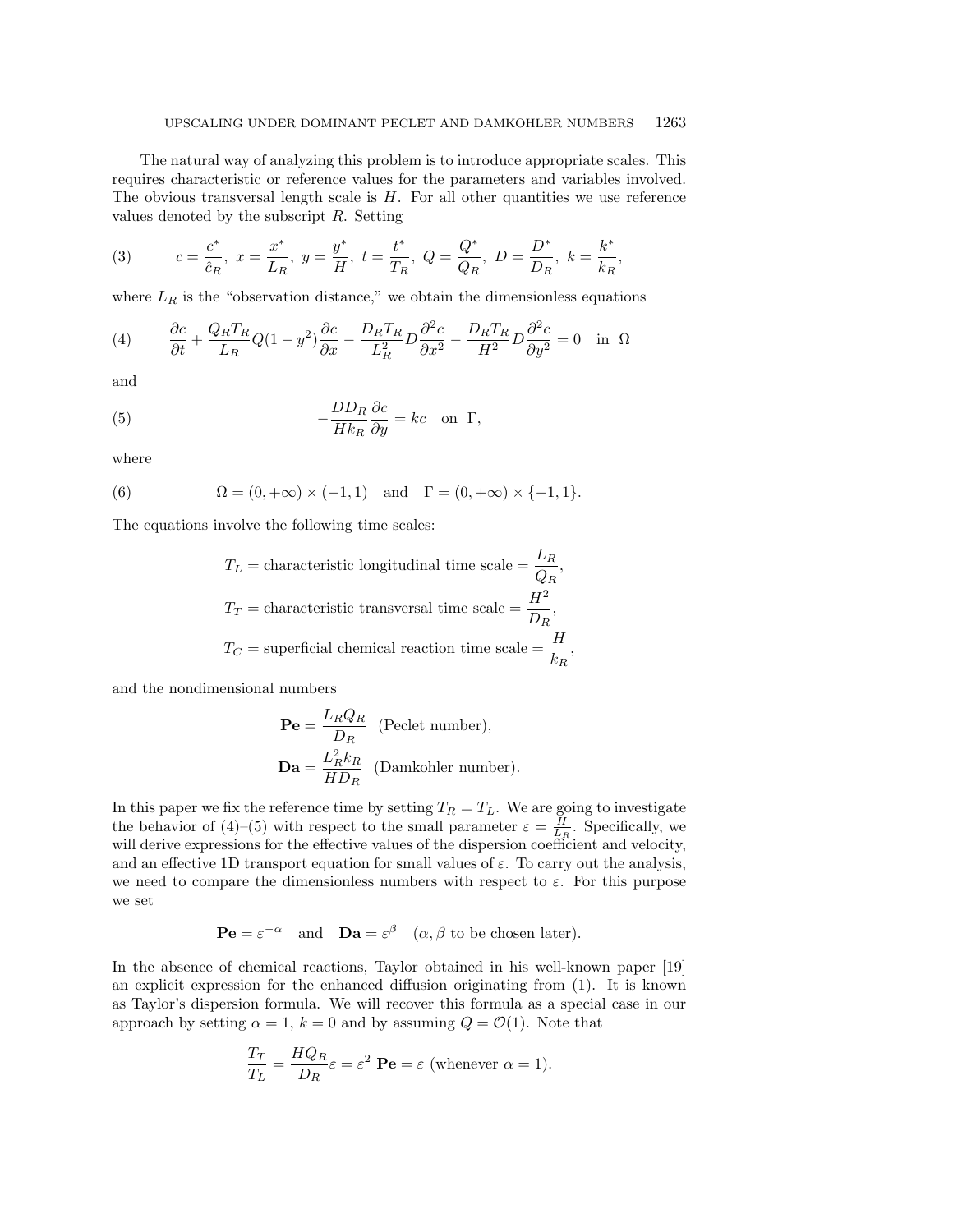The natural way of analyzing this problem is to introduce appropriate scales. This requires characteristic or reference values for the parameters and variables involved. The obvious transversal length scale is $H$. For all other quantities we use reference values denoted by the subscript $R$. Setting

$$c = \frac{c^*}{\hat{c}_R},\ x = \frac{x^*}{L_R},\ y = \frac{y^*}{H},\ t = \frac{t^*}{T_R},\ Q = \frac{Q^*}{Q_R},\ D = \frac{D^*}{D_R},\ k = \frac{k^*}{k_R}, \tag{3}$$

where $L_R$ is the "observation distance," we obtain the dimensionless equations

$$\frac{\partial c}{\partial t} + \frac{Q_R T_R}{L_R} Q(1-y^2)\frac{\partial c}{\partial x} - \frac{D_R T_R}{L_R^2} D \frac{\partial^2 c}{\partial x^2} - \frac{D_R T_R}{H^2} D \frac{\partial^2 c}{\partial y^2} = 0 \quad \text{in } \Omega \tag{4}$$

and

$$-\frac{D D_R}{H k_R}\frac{\partial c}{\partial y} = kc \quad \text{on } \Gamma, \tag{5}$$

where

$$\Omega = (0, +\infty) \times (-1, 1) \quad \text{and} \quad \Gamma = (0, +\infty) \times \{-1, 1\}. \tag{6}$$

The equations involve the following time scales:

$$T_L = \text{characteristic longitudinal time scale} = \frac{L_R}{Q_R},$$

$$T_T = \text{characteristic transversal time scale} = \frac{H^2}{D_R},$$

$$T_C = \text{superficial chemical reaction time scale} = \frac{H}{k_R},$$

and the nondimensional numbers

$$\mathbf{Pe} = \frac{L_R Q_R}{D_R} \quad \text{(Peclet number)},$$

$$\mathbf{Da} = \frac{L_R^2 k_R}{H D_R} \quad \text{(Damkohler number)}.$$

In this paper we fix the reference time by setting $T_R = T_L$. We are going to investigate the behavior of (4)–(5) with respect to the small parameter $\varepsilon = \frac{H}{L_R}$. Specifically, we will derive expressions for the effective values of the dispersion coefficient and velocity, and an effective 1D transport equation for small values of $\varepsilon$. To carry out the analysis, we need to compare the dimensionless numbers with respect to $\varepsilon$. For this purpose we set

$$\mathbf{Pe} = \varepsilon^{-\alpha} \quad \text{and} \quad \mathbf{Da} = \varepsilon^{\beta} \quad (\alpha, \beta \text{ to be chosen later}).$$

In the absence of chemical reactions, Taylor obtained in his well-known paper [19] an explicit expression for the enhanced diffusion originating from (1). It is known as Taylor's dispersion formula. We will recover this formula as a special case in our approach by setting $\alpha = 1$, $k = 0$ and by assuming $Q = \mathcal{O}(1)$. Note that

$$\frac{T_T}{T_L} = \frac{H Q_R}{D_R}\varepsilon = \varepsilon^2\ \mathbf{Pe} = \varepsilon \ (\text{whenever } \alpha = 1).$$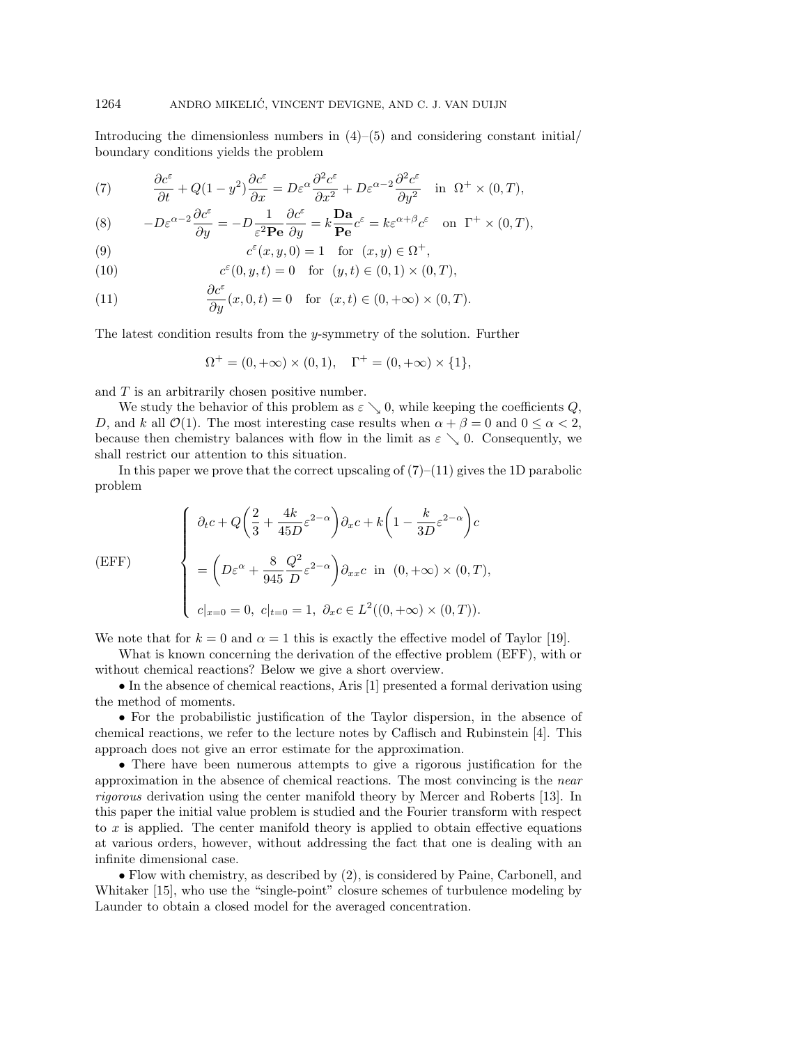Introducing the dimensionless numbers in (4)–(5) and considering constant initial/ boundary conditions yields the problem

$$\frac{\partial c^\varepsilon}{\partial t} + Q(1-y^2)\frac{\partial c^\varepsilon}{\partial x} = D\varepsilon^\alpha \frac{\partial^2 c^\varepsilon}{\partial x^2} + D\varepsilon^{\alpha-2}\frac{\partial^2 c^\varepsilon}{\partial y^2} \quad \text{in } \Omega^+ \times (0,T), \tag{7}$$

$$-D\varepsilon^{\alpha-2}\frac{\partial c^\varepsilon}{\partial y} = -D\frac{1}{\varepsilon^2 \mathbf{Pe}}\frac{\partial c^\varepsilon}{\partial y} = k\frac{\mathbf{Da}}{\mathbf{Pe}}c^\varepsilon = k\varepsilon^{\alpha+\beta}c^\varepsilon \quad \text{on } \Gamma^+ \times (0,T), \tag{8}$$

$$c^\varepsilon(x,y,0) = 1 \quad \text{for } (x,y) \in \Omega^+, \tag{9}$$

$$c^\varepsilon(0,y,t) = 0 \quad \text{for } (y,t) \in (0,1)\times(0,T), \tag{10}$$

$$\frac{\partial c^\varepsilon}{\partial y}(x,0,t) = 0 \quad \text{for } (x,t) \in (0,+\infty)\times(0,T). \tag{11}$$

The latest condition results from the $y$-symmetry of the solution. Further

$$\Omega^+ = (0,+\infty)\times(0,1), \quad \Gamma^+ = (0,+\infty)\times\{1\},$$

and $T$ is an arbitrarily chosen positive number.

We study the behavior of this problem as $\varepsilon \searrow 0$, while keeping the coefficients $Q$, $D$, and $k$ all $\mathcal{O}(1)$. The most interesting case results when $\alpha + \beta = 0$ and $0 \le \alpha < 2$, because then chemistry balances with flow in the limit as $\varepsilon \searrow 0$. Consequently, we shall restrict our attention to this situation.

In this paper we prove that the correct upscaling of (7)–(11) gives the 1D parabolic problem

$$\text{(EFF)} \quad \begin{cases} \partial_t c + Q\left(\dfrac{2}{3} + \dfrac{4k}{45D}\varepsilon^{2-\alpha}\right)\partial_x c + k\left(1 - \dfrac{k}{3D}\varepsilon^{2-\alpha}\right)c \\[2ex] = \left(D\varepsilon^\alpha + \dfrac{8}{945}\dfrac{Q^2}{D}\varepsilon^{2-\alpha}\right)\partial_{xx}c \quad \text{in } (0,+\infty)\times(0,T), \\[2ex] c|_{x=0} = 0, \ c|_{t=0} = 1, \ \partial_x c \in L^2((0,+\infty)\times(0,T)). \end{cases}$$

We note that for $k = 0$ and $\alpha = 1$ this is exactly the effective model of Taylor [19].

What is known concerning the derivation of the effective problem (EFF), with or without chemical reactions? Below we give a short overview.

- In the absence of chemical reactions, Aris [1] presented a formal derivation using the method of moments.
- For the probabilistic justification of the Taylor dispersion, in the absence of chemical reactions, we refer to the lecture notes by Caflisch and Rubinstein [4]. This approach does not give an error estimate for the approximation.
- There have been numerous attempts to give a rigorous justification for the approximation in the absence of chemical reactions. The most convincing is the *near rigorous* derivation using the center manifold theory by Mercer and Roberts [13]. In this paper the initial value problem is studied and the Fourier transform with respect to $x$ is applied. The center manifold theory is applied to obtain effective equations at various orders, however, without addressing the fact that one is dealing with an infinite dimensional case.
- Flow with chemistry, as described by (2), is considered by Paine, Carbonell, and Whitaker [15], who use the "single-point" closure schemes of turbulence modeling by Launder to obtain a closed model for the averaged concentration.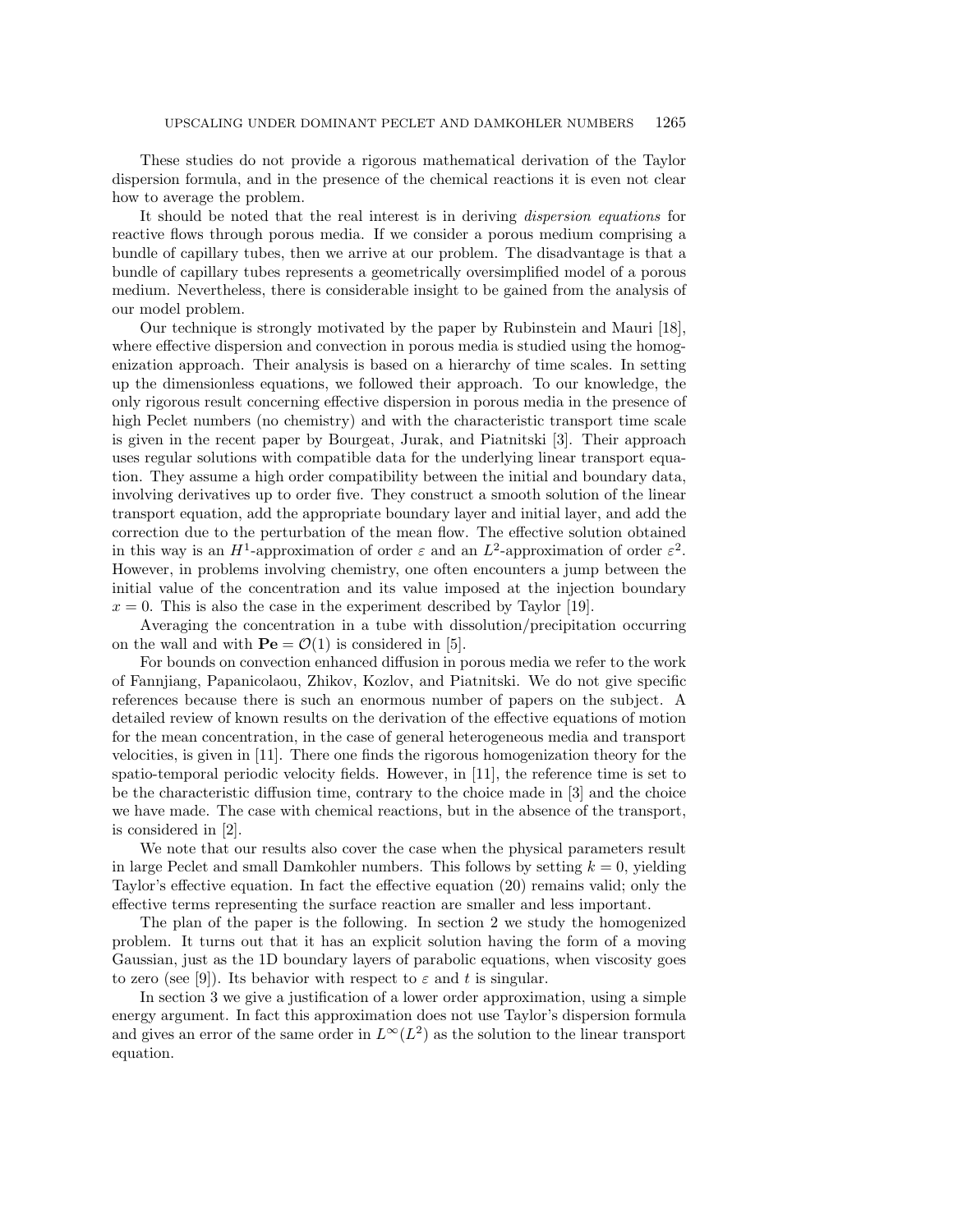These studies do not provide a rigorous mathematical derivation of the Taylor dispersion formula, and in the presence of the chemical reactions it is even not clear how to average the problem.

It should be noted that the real interest is in deriving *dispersion equations* for reactive flows through porous media. If we consider a porous medium comprising a bundle of capillary tubes, then we arrive at our problem. The disadvantage is that a bundle of capillary tubes represents a geometrically oversimplified model of a porous medium. Nevertheless, there is considerable insight to be gained from the analysis of our model problem.

Our technique is strongly motivated by the paper by Rubinstein and Mauri [18], where effective dispersion and convection in porous media is studied using the homogenization approach. Their analysis is based on a hierarchy of time scales. In setting up the dimensionless equations, we followed their approach. To our knowledge, the only rigorous result concerning effective dispersion in porous media in the presence of high Peclet numbers (no chemistry) and with the characteristic transport time scale is given in the recent paper by Bourgeat, Jurak, and Piatnitski [3]. Their approach uses regular solutions with compatible data for the underlying linear transport equation. They assume a high order compatibility between the initial and boundary data, involving derivatives up to order five. They construct a smooth solution of the linear transport equation, add the appropriate boundary layer and initial layer, and add the correction due to the perturbation of the mean flow. The effective solution obtained in this way is an $H^1$-approximation of order $\varepsilon$ and an $L^2$-approximation of order $\varepsilon^2$. However, in problems involving chemistry, one often encounters a jump between the initial value of the concentration and its value imposed at the injection boundary $x = 0$. This is also the case in the experiment described by Taylor [19].

Averaging the concentration in a tube with dissolution/precipitation occurring on the wall and with $\mathbf{Pe} = \mathcal{O}(1)$ is considered in [5].

For bounds on convection enhanced diffusion in porous media we refer to the work of Fannjiang, Papanicolaou, Zhikov, Kozlov, and Piatnitski. We do not give specific references because there is such an enormous number of papers on the subject. A detailed review of known results on the derivation of the effective equations of motion for the mean concentration, in the case of general heterogeneous media and transport velocities, is given in [11]. There one finds the rigorous homogenization theory for the spatio-temporal periodic velocity fields. However, in [11], the reference time is set to be the characteristic diffusion time, contrary to the choice made in [3] and the choice we have made. The case with chemical reactions, but in the absence of the transport, is considered in [2].

We note that our results also cover the case when the physical parameters result in large Peclet and small Damkohler numbers. This follows by setting $k = 0$, yielding Taylor's effective equation. In fact the effective equation (20) remains valid; only the effective terms representing the surface reaction are smaller and less important.

The plan of the paper is the following. In section 2 we study the homogenized problem. It turns out that it has an explicit solution having the form of a moving Gaussian, just as the 1D boundary layers of parabolic equations, when viscosity goes to zero (see [9]). Its behavior with respect to $\varepsilon$ and $t$ is singular.

In section 3 we give a justification of a lower order approximation, using a simple energy argument. In fact this approximation does not use Taylor's dispersion formula and gives an error of the same order in $L^\infty(L^2)$ as the solution to the linear transport equation.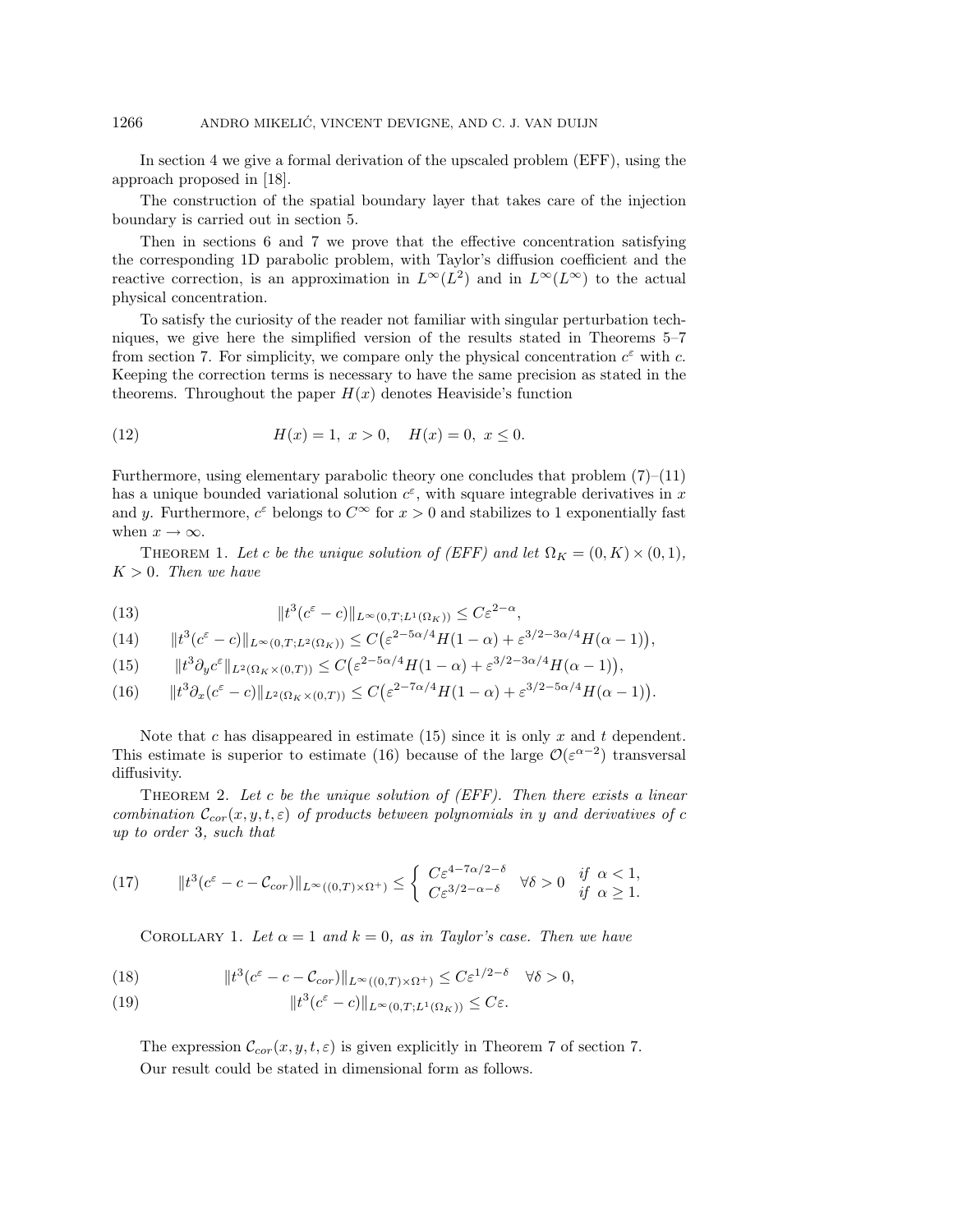In section 4 we give a formal derivation of the upscaled problem (EFF), using the approach proposed in [18].

The construction of the spatial boundary layer that takes care of the injection boundary is carried out in section 5.

Then in sections 6 and 7 we prove that the effective concentration satisfying the corresponding 1D parabolic problem, with Taylor's diffusion coefficient and the reactive correction, is an approximation in $L^\infty(L^2)$ and in $L^\infty(L^\infty)$ to the actual physical concentration.

To satisfy the curiosity of the reader not familiar with singular perturbation techniques, we give here the simplified version of the results stated in Theorems 5–7 from section 7. For simplicity, we compare only the physical concentration $c^\varepsilon$ with $c$. Keeping the correction terms is necessary to have the same precision as stated in the theorems. Throughout the paper $H(x)$ denotes Heaviside's function

$$H(x) = 1,\ x > 0, \quad H(x) = 0,\ x \leq 0. \tag{12}$$

Furthermore, using elementary parabolic theory one concludes that problem (7)–(11) has a unique bounded variational solution $c^\varepsilon$, with square integrable derivatives in $x$ and $y$. Furthermore, $c^\varepsilon$ belongs to $C^\infty$ for $x > 0$ and stabilizes to 1 exponentially fast when $x \to \infty$.

Theorem 1. *Let $c$ be the unique solution of (EFF) and let $\Omega_K = (0, K) \times (0, 1)$, $K > 0$. Then we have*

$$\|t^3(c^\varepsilon - c)\|_{L^\infty(0,T;L^1(\Omega_K))} \leq C\varepsilon^{2-\alpha}, \tag{13}$$

$$\|t^3(c^\varepsilon - c)\|_{L^\infty(0,T;L^2(\Omega_K))} \leq C\big(\varepsilon^{2-5\alpha/4}H(1-\alpha) + \varepsilon^{3/2-3\alpha/4}H(\alpha-1)\big), \tag{14}$$

$$\|t^3\partial_y c^\varepsilon\|_{L^2(\Omega_K\times(0,T))} \leq C\big(\varepsilon^{2-5\alpha/4}H(1-\alpha) + \varepsilon^{3/2-3\alpha/4}H(\alpha-1)\big), \tag{15}$$

$$\|t^3\partial_x(c^\varepsilon - c)\|_{L^2(\Omega_K\times(0,T))} \leq C\big(\varepsilon^{2-7\alpha/4}H(1-\alpha) + \varepsilon^{3/2-5\alpha/4}H(\alpha-1)\big). \tag{16}$$

Note that $c$ has disappeared in estimate (15) since it is only $x$ and $t$ dependent. This estimate is superior to estimate (16) because of the large $\mathcal{O}(\varepsilon^{\alpha-2})$ transversal diffusivity.

Theorem 2. *Let $c$ be the unique solution of (EFF). Then there exists a linear combination $\mathcal{C}_{cor}(x, y, t, \varepsilon)$ of products between polynomials in $y$ and derivatives of $c$ up to order 3, such that*

$$\|t^3(c^\varepsilon - c - \mathcal{C}_{cor})\|_{L^\infty((0,T)\times\Omega^+)} \leq \begin{cases} C\varepsilon^{4-7\alpha/2-\delta} & \\ C\varepsilon^{3/2-\alpha-\delta} & \forall\delta > 0 \end{cases} \begin{array}{l} \text{if } \alpha < 1, \\ \text{if } \alpha \geq 1. \end{array} \tag{17}$$

Corollary 1. *Let $\alpha = 1$ and $k = 0$, as in Taylor's case. Then we have*

$$\|t^3(c^\varepsilon - c - \mathcal{C}_{cor})\|_{L^\infty((0,T)\times\Omega^+)} \leq C\varepsilon^{1/2-\delta} \quad \forall\delta > 0, \tag{18}$$

$$\|t^3(c^\varepsilon - c)\|_{L^\infty(0,T;L^1(\Omega_K))} \leq C\varepsilon. \tag{19}$$

The expression $\mathcal{C}_{cor}(x, y, t, \varepsilon)$ is given explicitly in Theorem 7 of section 7.

Our result could be stated in dimensional form as follows.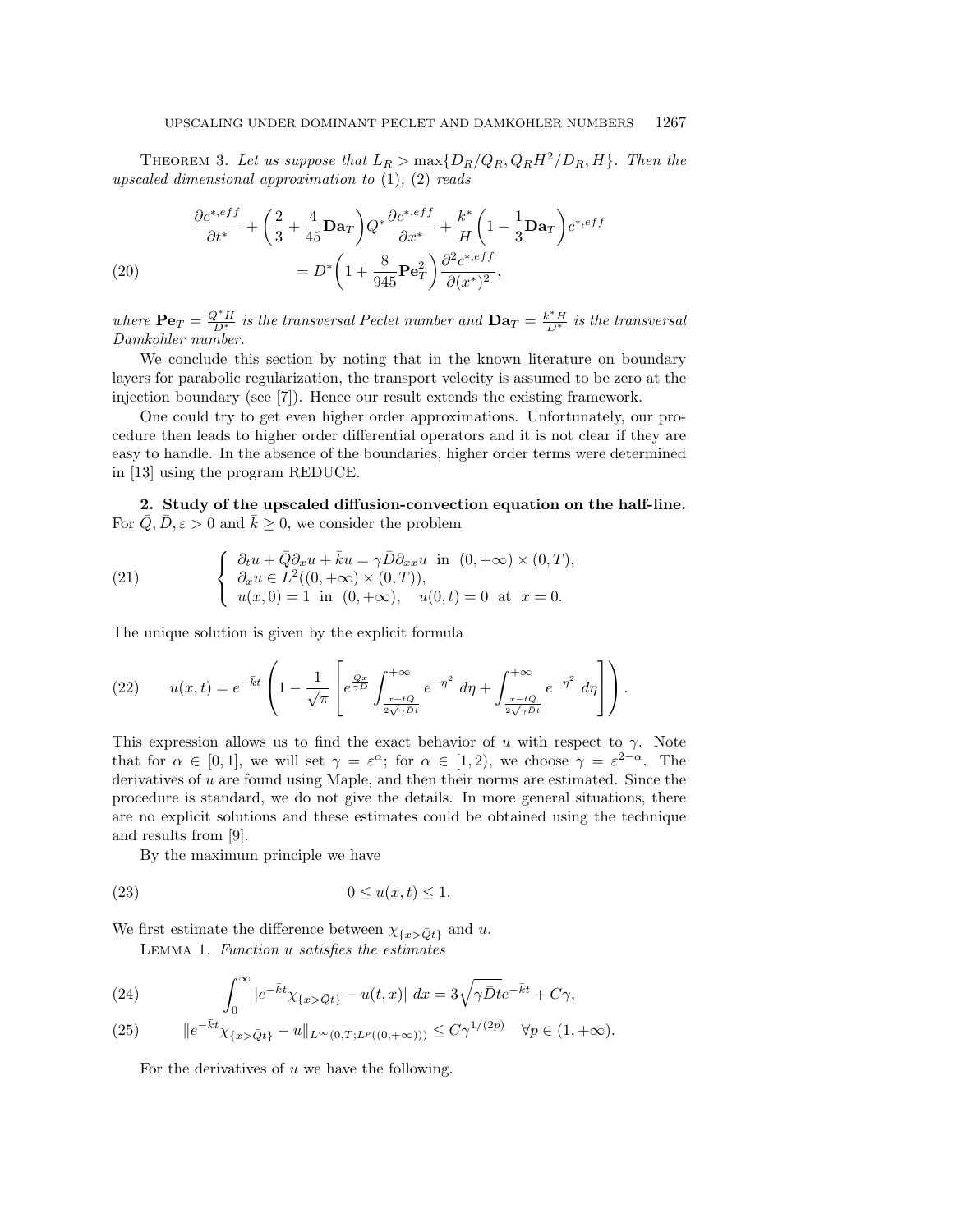Theorem 3. *Let us suppose that $L_R > \max\{D_R/Q_R, Q_R H^2/D_R, H\}$. Then the upscaled dimensional approximation to* (1), (2) *reads*

$$
\begin{aligned}
\frac{\partial c^{*,eff}}{\partial t^*} + \left(\frac{2}{3} + \frac{4}{45}\mathbf{Da}_T\right) Q^* \frac{\partial c^{*,eff}}{\partial x^*} + \frac{k^*}{H}\left(1 - \frac{1}{3}\mathbf{Da}_T\right) c^{*,eff} \\
= D^*\left(1 + \frac{8}{945}\mathbf{Pe}_T^2\right)\frac{\partial^2 c^{*,eff}}{\partial (x^*)^2},
\end{aligned}
\tag{20}
$$

*where $\mathbf{Pe}_T = \frac{Q^* H}{D^*}$ is the transversal Peclet number and $\mathbf{Da}_T = \frac{k^* H}{D^*}$ is the transversal Damkohler number.*

We conclude this section by noting that in the known literature on boundary layers for parabolic regularization, the transport velocity is assumed to be zero at the injection boundary (see [7]). Hence our result extends the existing framework.

One could try to get even higher order approximations. Unfortunately, our procedure then leads to higher order differential operators and it is not clear if they are easy to handle. In the absence of the boundaries, higher order terms were determined in [13] using the program REDUCE.

## 2. Study of the upscaled diffusion-convection equation on the half-line.

For $\bar{Q}, \bar{D}, \varepsilon > 0$ and $\bar{k} \geq 0$, we consider the problem

$$
\left\{
\begin{array}{l}
\partial_t u + \bar{Q}\partial_x u + \bar{k} u = \gamma \bar{D} \partial_{xx} u \ \text{ in } \ (0, +\infty) \times (0, T), \\
\partial_x u \in L^2((0, +\infty) \times (0, T)), \\
u(x, 0) = 1 \ \text{ in } \ (0, +\infty), \quad u(0, t) = 0 \ \text{ at } \ x = 0.
\end{array}
\right.
\tag{21}
$$

The unique solution is given by the explicit formula

$$
u(x, t) = e^{-\bar{k}t}\left(1 - \frac{1}{\sqrt{\pi}}\left[e^{\frac{\bar{Q}x}{\gamma \bar{D}}}\int_{\frac{x + t\bar{Q}}{2\sqrt{\gamma \bar{D} t}}}^{+\infty} e^{-\eta^2}\, d\eta + \int_{\frac{x - t\bar{Q}}{2\sqrt{\gamma \bar{D} t}}}^{+\infty} e^{-\eta^2}\, d\eta\right]\right).
\tag{22}
$$

This expression allows us to find the exact behavior of $u$ with respect to $\gamma$. Note that for $\alpha \in [0, 1]$, we will set $\gamma = \varepsilon^\alpha$; for $\alpha \in [1, 2)$, we choose $\gamma = \varepsilon^{2-\alpha}$. The derivatives of $u$ are found using Maple, and then their norms are estimated. Since the procedure is standard, we do not give the details. In more general situations, there are no explicit solutions and these estimates could be obtained using the technique and results from [9].

By the maximum principle we have

$$
0 \leq u(x, t) \leq 1.
\tag{23}
$$

We first estimate the difference between $\chi_{\{x > \bar{Q}t\}}$ and $u$.

Lemma 1. *Function $u$ satisfies the estimates*

$$
\int_0^\infty |e^{-\bar{k}t}\chi_{\{x > \bar{Q}t\}} - u(t, x)|\, dx = 3\sqrt{\gamma \bar{D} t}\, e^{-\bar{k}t} + C\gamma,
\tag{24}
$$

$$
\|e^{-\bar{k}t}\chi_{\{x > \bar{Q}t\}} - u\|_{L^\infty(0,T;L^p((0,+\infty)))} \leq C\gamma^{1/(2p)} \quad \forall p \in (1, +\infty).
\tag{25}
$$

For the derivatives of $u$ we have the following.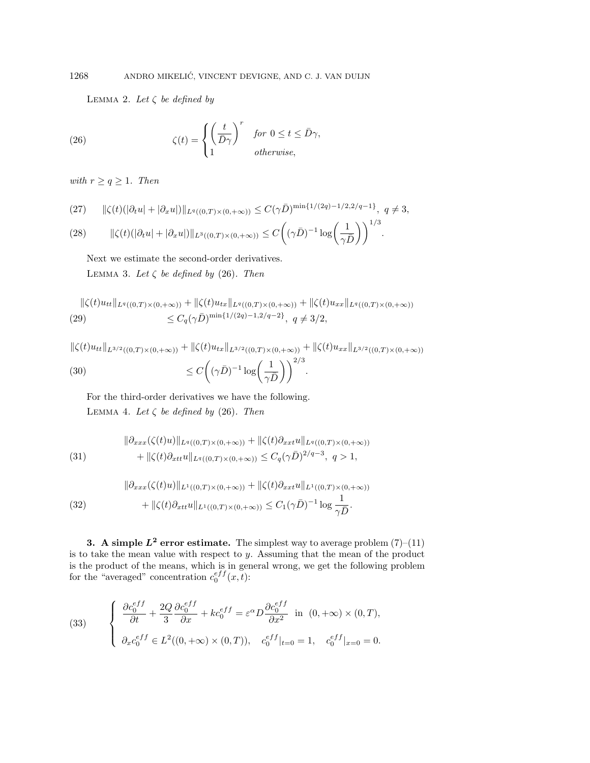LEMMA 2. *Let $\zeta$ be defined by*

$$\zeta(t) = \begin{cases} \left(\dfrac{t}{\bar{D}\gamma}\right)^r & \text{for } 0 \le t \le \bar{D}\gamma, \\ 1 & \text{otherwise,} \end{cases} \tag{26}$$

*with $r \ge q \ge 1$. Then*

$$\|\zeta(t)(|\partial_t u| + |\partial_x u|)\|_{L^q((0,T)\times(0,+\infty))} \le C(\gamma\bar{D})^{\min\{1/(2q)-1/2, 2/q-1\}}, \ q \ne 3, \tag{27}$$

$$\|\zeta(t)(|\partial_t u| + |\partial_x u|)\|_{L^3((0,T)\times(0,+\infty))} \le C\left((\gamma\bar{D})^{-1}\log\left(\frac{1}{\gamma\bar{D}}\right)\right)^{1/3}. \tag{28}$$

Next we estimate the second-order derivatives.

LEMMA 3. *Let $\zeta$ be defined by* (26). *Then*

$$\begin{aligned} &\|\zeta(t)u_{tt}\|_{L^q((0,T)\times(0,+\infty))} + \|\zeta(t)u_{tx}\|_{L^q((0,T)\times(0,+\infty))} + \|\zeta(t)u_{xx}\|_{L^q((0,T)\times(0,+\infty))} \\ &\qquad \le C_q(\gamma\bar{D})^{\min\{1/(2q)-1, 2/q-2\}}, \ q \ne 3/2, \end{aligned} \tag{29}$$

$$\begin{aligned} &\|\zeta(t)u_{tt}\|_{L^{3/2}((0,T)\times(0,+\infty))} + \|\zeta(t)u_{tx}\|_{L^{3/2}((0,T)\times(0,+\infty))} + \|\zeta(t)u_{xx}\|_{L^{3/2}((0,T)\times(0,+\infty))} \\ &\qquad \le C\left((\gamma\bar{D})^{-1}\log\left(\frac{1}{\gamma\bar{D}}\right)\right)^{2/3}. \end{aligned} \tag{30}$$

For the third-order derivatives we have the following.

LEMMA 4. *Let $\zeta$ be defined by* (26). *Then*

$$\begin{aligned} &\|\partial_{xxx}(\zeta(t)u)\|_{L^q((0,T)\times(0,+\infty))} + \|\zeta(t)\partial_{xxt}u\|_{L^q((0,T)\times(0,+\infty))} \\ &\qquad + \|\zeta(t)\partial_{xtt}u\|_{L^q((0,T)\times(0,+\infty))} \le C_q(\gamma\bar{D})^{2/q-3}, \ q > 1, \end{aligned} \tag{31}$$

$$\begin{aligned} &\|\partial_{xxx}(\zeta(t)u)\|_{L^1((0,T)\times(0,+\infty))} + \|\zeta(t)\partial_{xxt}u\|_{L^1((0,T)\times(0,+\infty))} \\ &\qquad + \|\zeta(t)\partial_{xtt}u\|_{L^1((0,T)\times(0,+\infty))} \le C_1(\gamma\bar{D})^{-1}\log\frac{1}{\gamma\bar{D}}. \end{aligned} \tag{32}$$

## 3. A simple $L^2$ error estimate.

The simplest way to average problem (7)–(11) is to take the mean value with respect to $y$. Assuming that the mean of the product is the product of the means, which is in general wrong, we get the following problem for the "averaged" concentration $c_0^{eff}(x,t)$:

$$\begin{cases} \dfrac{\partial c_0^{eff}}{\partial t} + \dfrac{2Q}{3}\dfrac{\partial c_0^{eff}}{\partial x} + kc_0^{eff} = \varepsilon^\alpha D\dfrac{\partial c_0^{eff}}{\partial x^2} & \text{in } (0,+\infty)\times(0,T), \\ \partial_x c_0^{eff} \in L^2((0,+\infty)\times(0,T)), \quad c_0^{eff}|_{t=0} = 1, \quad c_0^{eff}|_{x=0} = 0. \end{cases} \tag{33}$$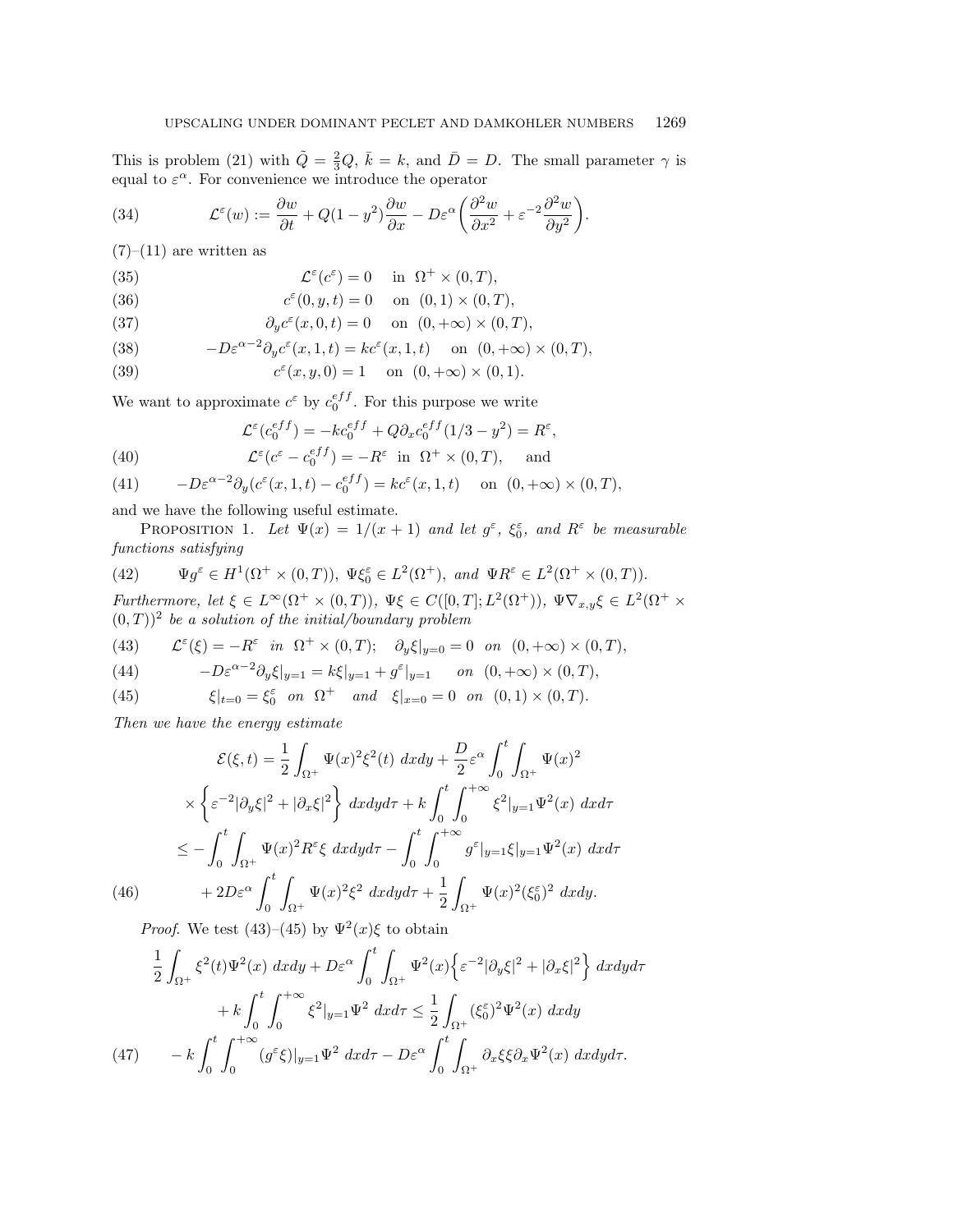This is problem (21) with $\tilde{Q} = \frac{2}{3}Q$, $\bar{k} = k$, and $\bar{D} = D$. The small parameter $\gamma$ is equal to $\varepsilon^\alpha$. For convenience we introduce the operator

$$\mathcal{L}^\varepsilon(w) := \frac{\partial w}{\partial t} + Q(1-y^2)\frac{\partial w}{\partial x} - D\varepsilon^\alpha\left(\frac{\partial^2 w}{\partial x^2} + \varepsilon^{-2}\frac{\partial^2 w}{\partial y^2}\right). \tag{34}$$

(7)–(11) are written as

$$\mathcal{L}^\varepsilon(c^\varepsilon) = 0 \quad \text{in } \Omega^+ \times (0,T), \tag{35}$$

$$c^\varepsilon(0,y,t) = 0 \quad \text{on } (0,1)\times(0,T), \tag{36}$$

$$\partial_y c^\varepsilon(x,0,t) = 0 \quad \text{on } (0,+\infty)\times(0,T), \tag{37}$$

$$-D\varepsilon^{\alpha-2}\partial_y c^\varepsilon(x,1,t) = kc^\varepsilon(x,1,t) \quad \text{on } (0,+\infty)\times(0,T), \tag{38}$$

$$c^\varepsilon(x,y,0) = 1 \quad \text{on } (0,+\infty)\times(0,1). \tag{39}$$

We want to approximate $c^\varepsilon$ by $c_0^{eff}$. For this purpose we write

$$\mathcal{L}^\varepsilon(c_0^{eff}) = -kc_0^{eff} + Q\partial_x c_0^{eff}(1/3 - y^2) = R^\varepsilon,$$

$$\mathcal{L}^\varepsilon(c^\varepsilon - c_0^{eff}) = -R^\varepsilon \ \text{ in } \Omega^+\times(0,T), \quad \text{and} \tag{40}$$

$$-D\varepsilon^{\alpha-2}\partial_y(c^\varepsilon(x,1,t) - c_0^{eff}) = kc^\varepsilon(x,1,t) \quad \text{on } (0,+\infty)\times(0,T), \tag{41}$$

and we have the following useful estimate.

Proposition 1. *Let $\Psi(x) = 1/(x+1)$ and let $g^\varepsilon$, $\xi_0^\varepsilon$, and $R^\varepsilon$ be measurable functions satisfying*

$$\Psi g^\varepsilon \in H^1(\Omega^+\times(0,T)),\ \Psi\xi_0^\varepsilon \in L^2(\Omega^+),\ \text{and } \Psi R^\varepsilon \in L^2(\Omega^+\times(0,T)). \tag{42}$$

*Furthermore, let $\xi \in L^\infty(\Omega^+\times(0,T))$, $\Psi\xi \in C([0,T];L^2(\Omega^+))$, $\Psi\nabla_{x,y}\xi \in L^2(\Omega^+ \times (0,T))^2$ be a solution of the initial/boundary problem*

$$\mathcal{L}^\varepsilon(\xi) = -R^\varepsilon \ \text{ in } \Omega^+\times(0,T);\quad \partial_y\xi|_{y=0} = 0 \ \text{ on } (0,+\infty)\times(0,T), \tag{43}$$

$$-D\varepsilon^{\alpha-2}\partial_y\xi|_{y=1} = k\xi|_{y=1} + g^\varepsilon|_{y=1} \quad \text{on } (0,+\infty)\times(0,T), \tag{44}$$

$$\xi|_{t=0} = \xi_0^\varepsilon \ \text{ on } \Omega^+ \quad \text{and} \quad \xi|_{x=0} = 0 \ \text{ on } (0,1)\times(0,T). \tag{45}$$

*Then we have the energy estimate*

$$\begin{aligned}
\mathcal{E}(\xi,t) &= \frac{1}{2}\int_{\Omega^+}\Psi(x)^2\xi^2(t)\,dxdy + \frac{D}{2}\varepsilon^\alpha\int_0^t\int_{\Omega^+}\Psi(x)^2 \\
&\quad\times\left\{\varepsilon^{-2}|\partial_y\xi|^2 + |\partial_x\xi|^2\right\}\,dxdyd\tau + k\int_0^t\int_0^{+\infty}\xi^2|_{y=1}\Psi^2(x)\,dxd\tau \\
&\le -\int_0^t\int_{\Omega^+}\Psi(x)^2R^\varepsilon\xi\,dxdyd\tau - \int_0^t\int_0^{+\infty}g^\varepsilon|_{y=1}\xi|_{y=1}\Psi^2(x)\,dxd\tau \\
&\quad + 2D\varepsilon^\alpha\int_0^t\int_{\Omega^+}\Psi(x)^2\xi^2\,dxdyd\tau + \frac{1}{2}\int_{\Omega^+}\Psi(x)^2(\xi_0^\varepsilon)^2\,dxdy.
\end{aligned} \tag{46}$$

*Proof.* We test (43)–(45) by $\Psi^2(x)\xi$ to obtain

$$\begin{aligned}
&\frac{1}{2}\int_{\Omega^+}\xi^2(t)\Psi^2(x)\,dxdy + D\varepsilon^\alpha\int_0^t\int_{\Omega^+}\Psi^2(x)\left\{\varepsilon^{-2}|\partial_y\xi|^2 + |\partial_x\xi|^2\right\}\,dxdyd\tau \\
&\quad + k\int_0^t\int_0^{+\infty}\xi^2|_{y=1}\Psi^2\,dxd\tau \le \frac{1}{2}\int_{\Omega^+}(\xi_0^\varepsilon)^2\Psi^2(x)\,dxdy \\
&\quad - k\int_0^t\int_0^{+\infty}(g^\varepsilon\xi)|_{y=1}\Psi^2\,dxd\tau - D\varepsilon^\alpha\int_0^t\int_{\Omega^+}\partial_x\xi\xi\partial_x\Psi^2(x)\,dxdyd\tau.
\end{aligned} \tag{47}$$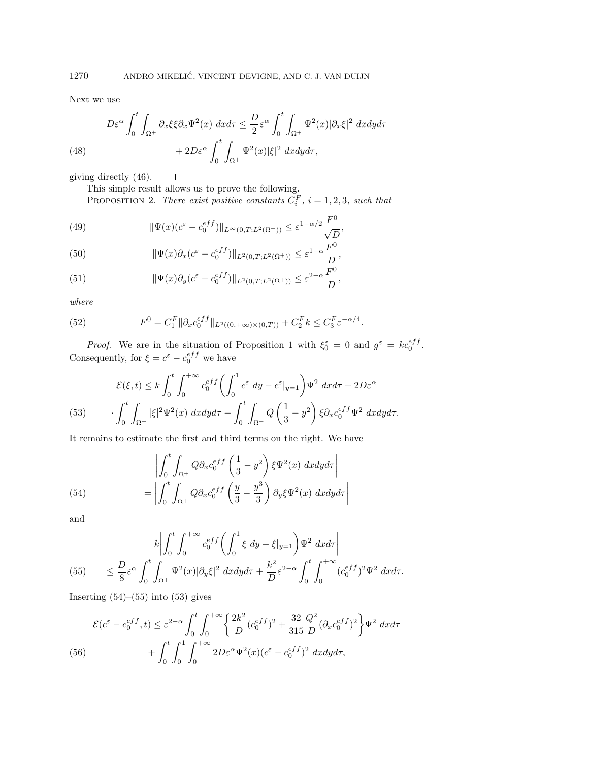Next we use

$$
\begin{aligned}
D\varepsilon^\alpha \int_0^t \int_{\Omega^+} \partial_x \xi \xi \partial_x \Psi^2(x)\, dx d\tau \le \frac{D}{2}\varepsilon^\alpha \int_0^t \int_{\Omega^+} \Psi^2(x) |\partial_x \xi|^2 \, dx dy d\tau \\
+ 2D\varepsilon^\alpha \int_0^t \int_{\Omega^+} \Psi^2(x) |\xi|^2 \, dx dy d\tau,
\end{aligned} \tag{48}
$$

giving directly (46). $\square$

This simple result allows us to prove the following.

PROPOSITION 2. *There exist positive constants $C_i^F$, $i = 1, 2, 3$, such that*

$$
\|\Psi(x)(c^\varepsilon - c_0^{eff})\|_{L^\infty(0,T;L^2(\Omega^+))} \le \varepsilon^{1-\alpha/2} \frac{F^0}{\sqrt{D}}, \tag{49}
$$

$$
\|\Psi(x)\partial_x(c^\varepsilon - c_0^{eff})\|_{L^2(0,T;L^2(\Omega^+))} \le \varepsilon^{1-\alpha} \frac{F^0}{D}, \tag{50}
$$

$$
\|\Psi(x)\partial_y(c^\varepsilon - c_0^{eff})\|_{L^2(0,T;L^2(\Omega^+))} \le \varepsilon^{2-\alpha} \frac{F^0}{D}, \tag{51}
$$

*where*

$$
F^0 = C_1^F \|\partial_x c_0^{eff}\|_{L^2((0,+\infty)\times(0,T))} + C_2^F k \le C_3^F \varepsilon^{-\alpha/4}. \tag{52}
$$

*Proof.* We are in the situation of Proposition 1 with $\xi_0^\varepsilon = 0$ and $g^\varepsilon = k c_0^{eff}$. Consequently, for $\xi = c^\varepsilon - c_0^{eff}$ we have

$$
\begin{aligned}
\mathcal{E}(\xi, t) \le k \int_0^t \int_0^{+\infty} c_0^{eff} \left( \int_0^1 c^\varepsilon \, dy - c^\varepsilon|_{y=1} \right) \Psi^2 \, dx d\tau + 2D\varepsilon^\alpha \\
\cdot \int_0^t \int_{\Omega^+} |\xi|^2 \Psi^2(x) \, dx dy d\tau - \int_0^t \int_{\Omega^+} Q \left( \frac{1}{3} - y^2 \right) \xi \partial_x c_0^{eff} \Psi^2 \, dx dy d\tau.
\end{aligned} \tag{53}
$$

It remains to estimate the first and third terms on the right. We have

$$
\begin{aligned}
&\left| \int_0^t \int_{\Omega^+} Q \partial_x c_0^{eff} \left( \frac{1}{3} - y^2 \right) \xi \Psi^2(x) \, dx dy d\tau \right| \\
&= \left| \int_0^t \int_{\Omega^+} Q \partial_x c_0^{eff} \left( \frac{y}{3} - \frac{y^3}{3} \right) \partial_y \xi \Psi^2(x) \, dx dy d\tau \right|
\end{aligned} \tag{54}
$$

and

$$
\begin{aligned}
&k \left| \int_0^t \int_0^{+\infty} c_0^{eff} \left( \int_0^1 \xi \, dy - \xi|_{y=1} \right) \Psi^2 \, dx d\tau \right| \\
&\le \frac{D}{8} \varepsilon^\alpha \int_0^t \int_{\Omega^+} \Psi^2(x) |\partial_y \xi|^2 \, dx dy d\tau + \frac{k^2}{D} \varepsilon^{2-\alpha} \int_0^t \int_0^{+\infty} (c_0^{eff})^2 \Psi^2 \, dx d\tau.
\end{aligned} \tag{55}
$$

Inserting (54)–(55) into (53) gives

$$
\begin{aligned}
\mathcal{E}(c^\varepsilon - c_0^{eff}, t) \le \varepsilon^{2-\alpha} \int_0^t \int_0^{+\infty} \left\{ \frac{2k^2}{D} (c_0^{eff})^2 + \frac{32}{315} \frac{Q^2}{D} (\partial_x c_0^{eff})^2 \right\} \Psi^2 \, dx d\tau \\
+ \int_0^t \int_0^1 \int_0^{+\infty} 2D\varepsilon^\alpha \Psi^2(x) (c^\varepsilon - c_0^{eff})^2 \, dx dy d\tau,
\end{aligned} \tag{56}
$$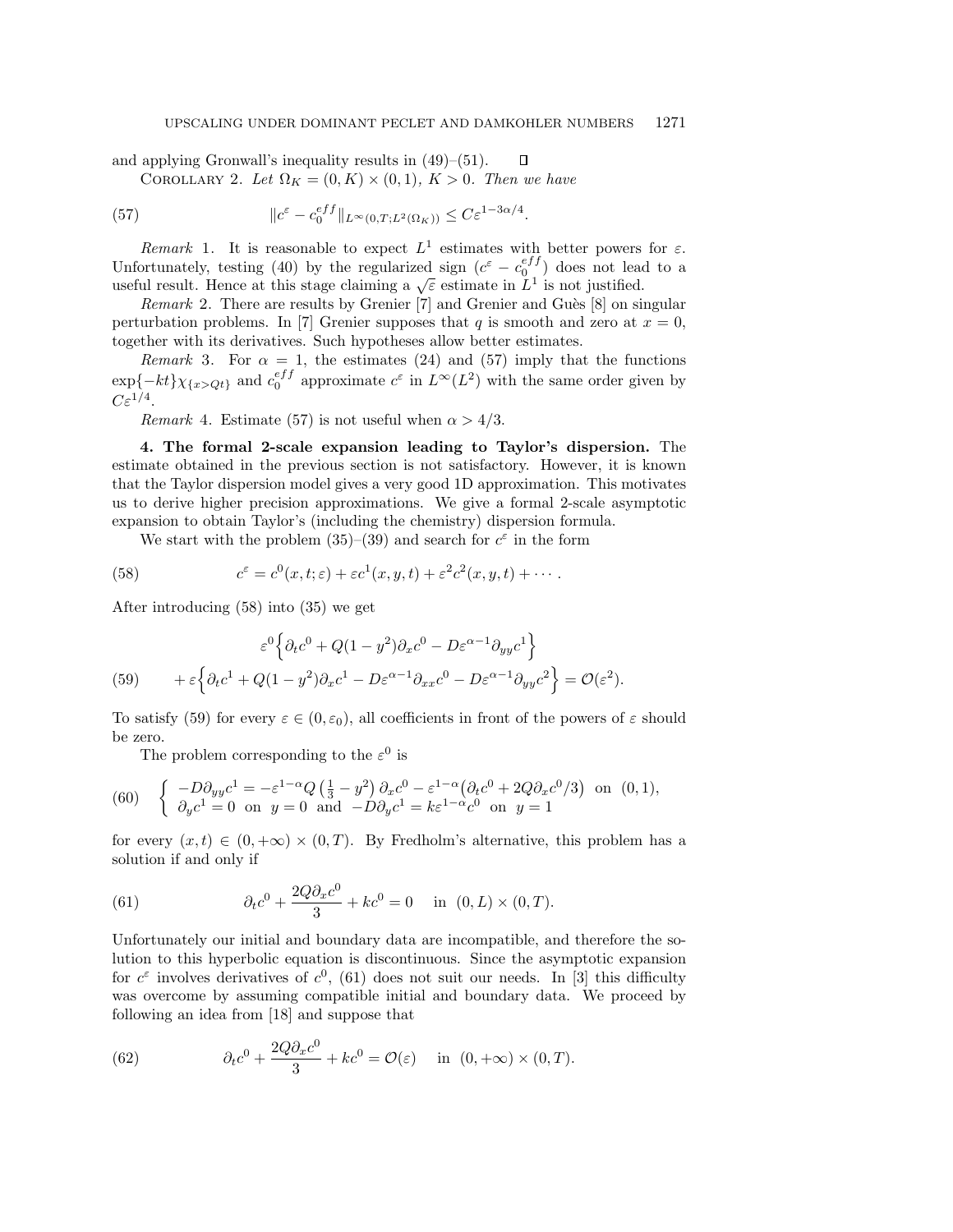and applying Gronwall's inequality results in (49)–(51). ◻

COROLLARY 2. *Let $\Omega_K = (0,K)\times(0,1)$, $K>0$. Then we have*

$$\|c^\varepsilon - c_0^{eff}\|_{L^\infty(0,T;L^2(\Omega_K))} \le C\varepsilon^{1-3\alpha/4}. \tag{57}$$

*Remark* 1. It is reasonable to expect $L^1$ estimates with better powers for $\varepsilon$. Unfortunately, testing (40) by the regularized sign $(c^\varepsilon - c_0^{eff})$ does not lead to a useful result. Hence at this stage claiming a $\sqrt{\varepsilon}$ estimate in $L^1$ is not justified.

*Remark* 2. There are results by Grenier [7] and Grenier and Guès [8] on singular perturbation problems. In [7] Grenier supposes that $q$ is smooth and zero at $x=0$, together with its derivatives. Such hypotheses allow better estimates.

*Remark* 3. For $\alpha = 1$, the estimates (24) and (57) imply that the functions $\exp\{-kt\}\chi_{\{x>Qt\}}$ and $c_0^{eff}$ approximate $c^\varepsilon$ in $L^\infty(L^2)$ with the same order given by $C\varepsilon^{1/4}$.

*Remark* 4. Estimate (57) is not useful when $\alpha > 4/3$.

**4. The formal 2-scale expansion leading to Taylor's dispersion.** The estimate obtained in the previous section is not satisfactory. However, it is known that the Taylor dispersion model gives a very good 1D approximation. This motivates us to derive higher precision approximations. We give a formal 2-scale asymptotic expansion to obtain Taylor's (including the chemistry) dispersion formula.

We start with the problem (35)–(39) and search for $c^\varepsilon$ in the form

$$c^\varepsilon = c^0(x,t;\varepsilon) + \varepsilon c^1(x,y,t) + \varepsilon^2 c^2(x,y,t) + \cdots. \tag{58}$$

After introducing (58) into (35) we get

$$\begin{aligned}&\varepsilon^0\Big\{\partial_t c^0 + Q(1-y^2)\partial_x c^0 - D\varepsilon^{\alpha-1}\partial_{yy}c^1\Big\}\\ &+\varepsilon\Big\{\partial_t c^1 + Q(1-y^2)\partial_x c^1 - D\varepsilon^{\alpha-1}\partial_{xx}c^0 - D\varepsilon^{\alpha-1}\partial_{yy}c^2\Big\} = \mathcal{O}(\varepsilon^2).\end{aligned} \tag{59}$$

To satisfy (59) for every $\varepsilon \in (0,\varepsilon_0)$, all coefficients in front of the powers of $\varepsilon$ should be zero.

The problem corresponding to the $\varepsilon^0$ is

$$\begin{cases} -D\partial_{yy}c^1 = -\varepsilon^{1-\alpha}Q\left(\frac{1}{3}-y^2\right)\partial_x c^0 - \varepsilon^{1-\alpha}\big(\partial_t c^0 + 2Q\partial_x c^0/3\big) \ \text{ on } \ (0,1),\\ \partial_y c^1 = 0 \ \text{ on } \ y=0 \ \text{ and } \ -D\partial_y c^1 = k\varepsilon^{1-\alpha}c^0 \ \text{ on } \ y=1\end{cases} \tag{60}$$

for every $(x,t)\in(0,+\infty)\times(0,T)$. By Fredholm's alternative, this problem has a solution if and only if

$$\partial_t c^0 + \frac{2Q\partial_x c^0}{3} + kc^0 = 0 \quad \text{in } (0,L)\times(0,T). \tag{61}$$

Unfortunately our initial and boundary data are incompatible, and therefore the solution to this hyperbolic equation is discontinuous. Since the asymptotic expansion for $c^\varepsilon$ involves derivatives of $c^0$, (61) does not suit our needs. In [3] this difficulty was overcome by assuming compatible initial and boundary data. We proceed by following an idea from [18] and suppose that

$$\partial_t c^0 + \frac{2Q\partial_x c^0}{3} + kc^0 = \mathcal{O}(\varepsilon) \quad \text{in } (0,+\infty)\times(0,T). \tag{62}$$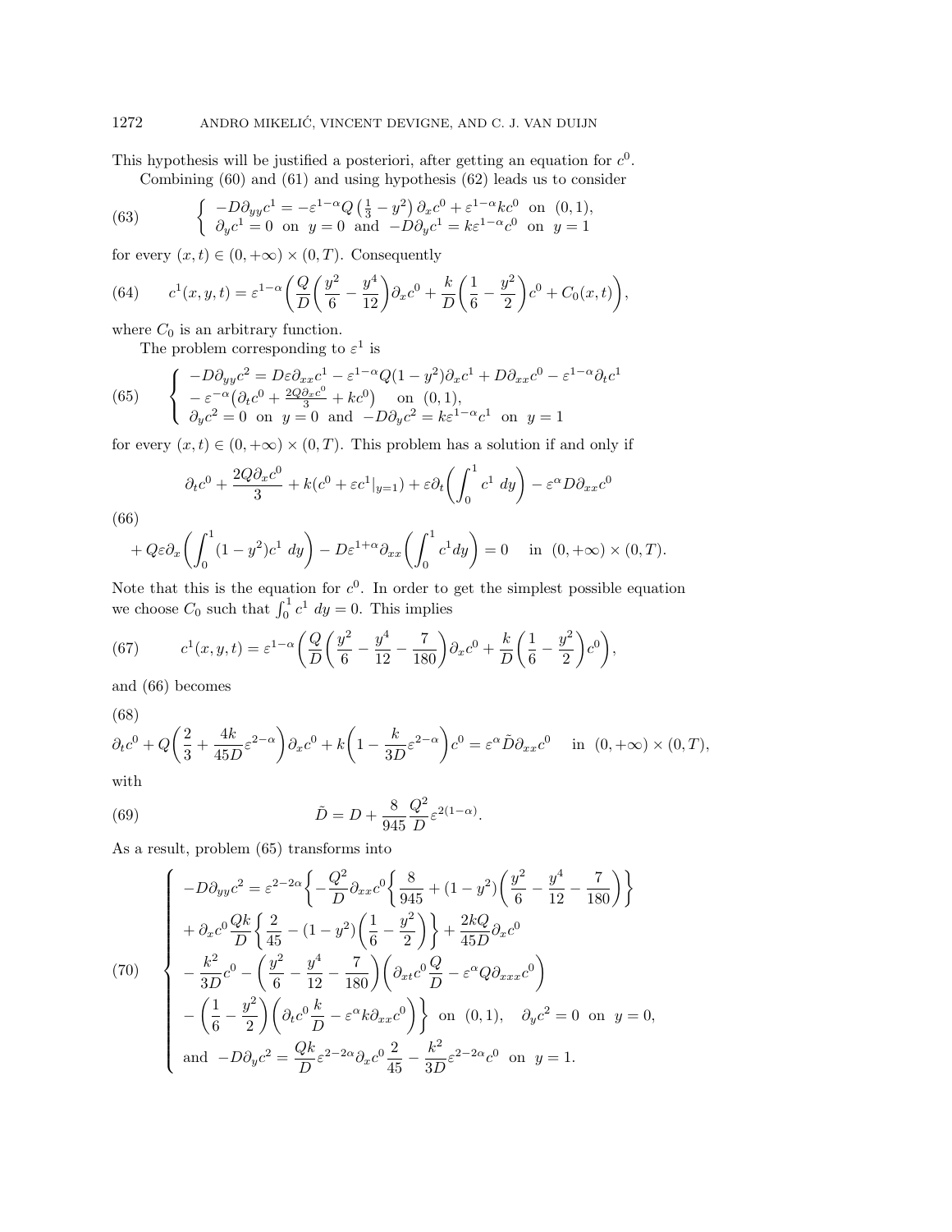This hypothesis will be justified a posteriori, after getting an equation for $c^0$.

Combining (60) and (61) and using hypothesis (62) leads us to consider

$$
\left\{ \begin{array}{l} -D\partial_{yy}c^1 = -\varepsilon^{1-\alpha}Q\left(\frac{1}{3}-y^2\right)\partial_x c^0 + \varepsilon^{1-\alpha}kc^0 \text{ on } (0,1), \\ \partial_y c^1 = 0 \text{ on } y=0 \text{ and } -D\partial_y c^1 = k\varepsilon^{1-\alpha}c^0 \text{ on } y=1 \end{array} \right. \tag{63}
$$

for every $(x,t) \in (0,+\infty)\times(0,T)$. Consequently

$$
c^1(x,y,t) = \varepsilon^{1-\alpha}\biggl(\frac{Q}{D}\biggl(\frac{y^2}{6}-\frac{y^4}{12}\biggr)\partial_x c^0 + \frac{k}{D}\biggl(\frac{1}{6}-\frac{y^2}{2}\biggr)c^0 + C_0(x,t)\biggr), \tag{64}
$$

where $C_0$ is an arbitrary function.

The problem corresponding to $\varepsilon^1$ is

$$
\left\{ \begin{array}{l} -D\partial_{yy}c^2 = D\varepsilon\partial_{xx}c^1 - \varepsilon^{1-\alpha}Q(1-y^2)\partial_x c^1 + D\partial_{xx}c^0 - \varepsilon^{1-\alpha}\partial_t c^1 \\ -\varepsilon^{-\alpha}\bigl(\partial_t c^0 + \frac{2Q\partial_x c^0}{3} + kc^0\bigr) \quad \text{on } (0,1), \\ \partial_y c^2 = 0 \text{ on } y=0 \text{ and } -D\partial_y c^2 = k\varepsilon^{1-\alpha}c^1 \text{ on } y=1 \end{array} \right. \tag{65}
$$

for every $(x,t) \in (0,+\infty)\times(0,T)$. This problem has a solution if and only if

$$
\begin{aligned} &\partial_t c^0 + \frac{2Q\partial_x c^0}{3} + k(c^0 + \varepsilon c^1|_{y=1}) + \varepsilon\partial_t\biggl(\int_0^1 c^1\, dy\biggr) - \varepsilon^{\alpha}D\partial_{xx}c^0 \\ &+ Q\varepsilon\partial_x\biggl(\int_0^1 (1-y^2)c^1\, dy\biggr) - D\varepsilon^{1+\alpha}\partial_{xx}\biggl(\int_0^1 c^1 dy\biggr) = 0 \quad \text{ in } (0,+\infty)\times(0,T). \end{aligned} \tag{66}
$$

Note that this is the equation for $c^0$. In order to get the simplest possible equation we choose $C_0$ such that $\int_0^1 c^1\, dy = 0$. This implies

$$
c^1(x,y,t) = \varepsilon^{1-\alpha}\biggl(\frac{Q}{D}\biggl(\frac{y^2}{6}-\frac{y^4}{12}-\frac{7}{180}\biggr)\partial_x c^0 + \frac{k}{D}\biggl(\frac{1}{6}-\frac{y^2}{2}\biggr)c^0\biggr), \tag{67}
$$

and (66) becomes

$$
\partial_t c^0 + Q\biggl(\frac{2}{3}+\frac{4k}{45D}\varepsilon^{2-\alpha}\biggr)\partial_x c^0 + k\biggl(1-\frac{k}{3D}\varepsilon^{2-\alpha}\biggr)c^0 = \varepsilon^{\alpha}\tilde{D}\partial_{xx}c^0 \quad \text{ in } (0,+\infty)\times(0,T), \tag{68}
$$

with

$$
\tilde{D} = D + \frac{8}{945}\frac{Q^2}{D}\varepsilon^{2(1-\alpha)}. \tag{69}
$$

As a result, problem (65) transforms into

$$
\left\{ \begin{array}{l} -D\partial_{yy}c^2 = \varepsilon^{2-2\alpha}\biggl\{-\dfrac{Q^2}{D}\partial_{xx}c^0\biggl\{\dfrac{8}{945}+(1-y^2)\biggl(\dfrac{y^2}{6}-\dfrac{y^4}{12}-\dfrac{7}{180}\biggr)\biggr\} \\ +\, \partial_x c^0\dfrac{Qk}{D}\biggl\{\dfrac{2}{45}-(1-y^2)\biggl(\dfrac{1}{6}-\dfrac{y^2}{2}\biggr)\biggr\} + \dfrac{2kQ}{45D}\partial_x c^0 \\ -\, \dfrac{k^2}{3D}c^0 - \biggl(\dfrac{y^2}{6}-\dfrac{y^4}{12}-\dfrac{7}{180}\biggr)\biggl(\partial_{xt}c^0\dfrac{Q}{D} - \varepsilon^{\alpha}Q\partial_{xxx}c^0\biggr) \\ -\, \biggl(\dfrac{1}{6}-\dfrac{y^2}{2}\biggr)\biggl(\partial_t c^0\dfrac{k}{D} - \varepsilon^{\alpha}k\partial_{xx}c^0\biggr)\biggr\} \text{ on } (0,1), \quad \partial_y c^2 = 0 \text{ on } y=0, \\ \text{and } -D\partial_y c^2 = \dfrac{Qk}{D}\varepsilon^{2-2\alpha}\partial_x c^0\dfrac{2}{45} - \dfrac{k^2}{3D}\varepsilon^{2-2\alpha}c^0 \text{ on } y=1. \end{array} \right. \tag{70}
$$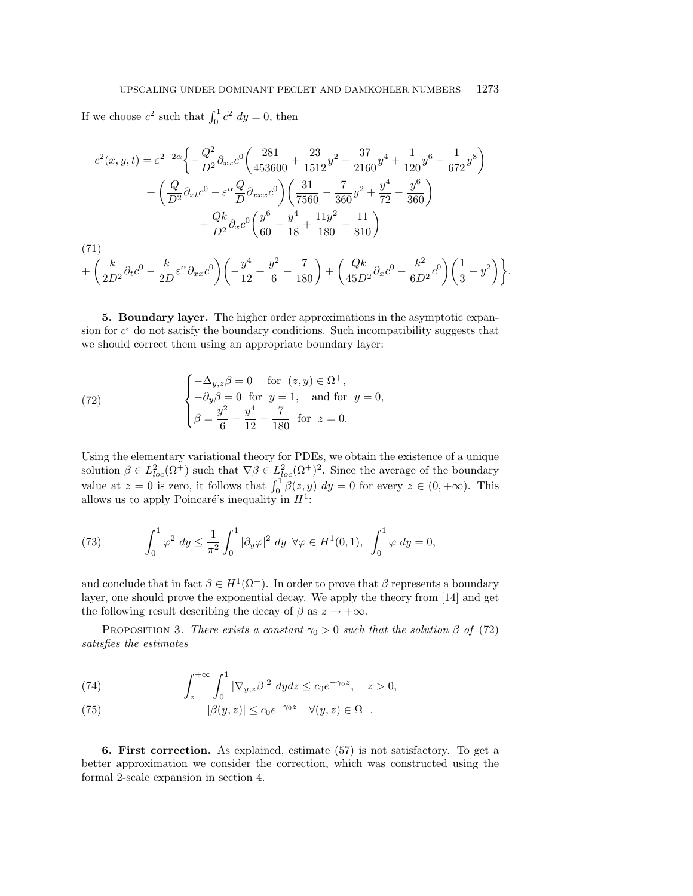If we choose $c^2$ such that $\int_0^1 c^2 \, dy = 0$, then

$$
\begin{aligned}
c^2(x,y,t) = \varepsilon^{2-2\alpha} \bigg\{ & -\frac{Q^2}{D^2} \partial_{xx} c^0 \left( \frac{281}{453600} + \frac{23}{1512} y^2 - \frac{37}{2160} y^4 + \frac{1}{120} y^6 - \frac{1}{672} y^8 \right) \\
& + \left( \frac{Q}{D^2} \partial_{xt} c^0 - \varepsilon^\alpha \frac{Q}{D} \partial_{xxx} c^0 \right) \left( \frac{31}{7560} - \frac{7}{360} y^2 + \frac{y^4}{72} - \frac{y^6}{360} \right) \\
& + \frac{Qk}{D^2} \partial_x c^0 \left( \frac{y^6}{60} - \frac{y^4}{18} + \frac{11 y^2}{180} - \frac{11}{810} \right) \\
& + \left( \frac{k}{2D^2} \partial_t c^0 - \frac{k}{2D} \varepsilon^\alpha \partial_{xx} c^0 \right) \left( -\frac{y^4}{12} + \frac{y^2}{6} - \frac{7}{180} \right) + \left( \frac{Qk}{45 D^2} \partial_x c^0 - \frac{k^2}{6D^2} c^0 \right) \left( \frac{1}{3} - y^2 \right) \bigg\}. \qquad (71)
\end{aligned}
$$

**5. Boundary layer.** The higher order approximations in the asymptotic expansion for $c^\varepsilon$ do not satisfy the boundary conditions. Such incompatibility suggests that we should correct them using an appropriate boundary layer:

$$
\begin{cases}
-\Delta_{y,z} \beta = 0 & \text{for } (z,y) \in \Omega^+, \\
-\partial_y \beta = 0 & \text{for } y = 1, \quad \text{and for } y = 0, \\
\beta = \dfrac{y^2}{6} - \dfrac{y^4}{12} - \dfrac{7}{180} & \text{for } z = 0.
\end{cases} \qquad (72)
$$

Using the elementary variational theory for PDEs, we obtain the existence of a unique solution $\beta \in L^2_{loc}(\Omega^+)$ such that $\nabla \beta \in L^2_{loc}(\Omega^+)^2$. Since the average of the boundary value at $z = 0$ is zero, it follows that $\int_0^1 \beta(z,y) \, dy = 0$ for every $z \in (0, +\infty)$. This allows us to apply Poincaré's inequality in $H^1$:

$$
\int_0^1 \varphi^2 \, dy \le \frac{1}{\pi^2} \int_0^1 |\partial_y \varphi|^2 \, dy \quad \forall \varphi \in H^1(0,1), \ \int_0^1 \varphi \, dy = 0, \qquad (73)
$$

and conclude that in fact $\beta \in H^1(\Omega^+)$. In order to prove that $\beta$ represents a boundary layer, one should prove the exponential decay. We apply the theory from [14] and get the following result describing the decay of $\beta$ as $z \to +\infty$.

Proposition 3. *There exists a constant $\gamma_0 > 0$ such that the solution $\beta$ of (72) satisfies the estimates*

$$
\int_z^{+\infty} \int_0^1 |\nabla_{y,z} \beta|^2 \, dy dz \le c_0 e^{-\gamma_0 z}, \quad z > 0, \qquad (74)
$$

$$
|\beta(y,z)| \le c_0 e^{-\gamma_0 z} \quad \forall (y,z) \in \Omega^+. \qquad (75)
$$

**6. First correction.** As explained, estimate (57) is not satisfactory. To get a better approximation we consider the correction, which was constructed using the formal 2-scale expansion in section 4.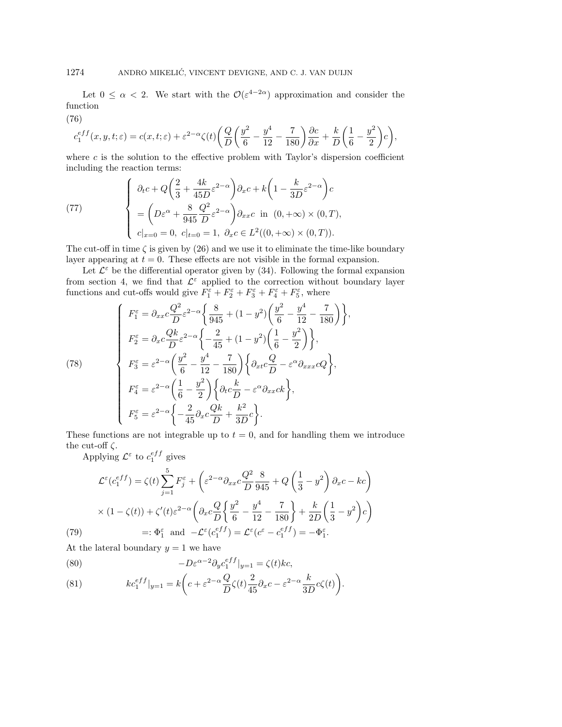Let $0 \leq \alpha < 2$. We start with the $\mathcal{O}(\varepsilon^{4-2\alpha})$ approximation and consider the function

(76)

$$c_1^{eff}(x,y,t;\varepsilon) = c(x,t;\varepsilon) + \varepsilon^{2-\alpha}\zeta(t)\bigg(\frac{Q}{D}\bigg(\frac{y^2}{6} - \frac{y^4}{12} - \frac{7}{180}\bigg)\frac{\partial c}{\partial x} + \frac{k}{D}\bigg(\frac{1}{6} - \frac{y^2}{2}\bigg)c\bigg),$$

where $c$ is the solution to the effective problem with Taylor's dispersion coefficient including the reaction terms:

$$\left\{\begin{array}{l} \partial_t c + Q\bigg(\dfrac{2}{3} + \dfrac{4k}{45D}\varepsilon^{2-\alpha}\bigg)\partial_x c + k\bigg(1 - \dfrac{k}{3D}\varepsilon^{2-\alpha}\bigg)c \\ = \bigg(D\varepsilon^{\alpha} + \dfrac{8}{945}\dfrac{Q^2}{D}\varepsilon^{2-\alpha}\bigg)\partial_{xx}c \ \text{ in } \ (0,+\infty)\times(0,T), \\ c|_{x=0} = 0, \ c|_{t=0} = 1, \ \partial_x c \in L^2((0,+\infty)\times(0,T)). \end{array}\right. \tag{77}$$

The cut-off in time $\zeta$ is given by (26) and we use it to eliminate the time-like boundary layer appearing at $t=0$. These effects are not visible in the formal expansion.

Let $\mathcal{L}^\varepsilon$ be the differential operator given by (34). Following the formal expansion from section 4, we find that $\mathcal{L}^\varepsilon$ applied to the correction without boundary layer functions and cut-offs would give $F_1^\varepsilon + F_2^\varepsilon + F_3^\varepsilon + F_4^\varepsilon + F_5^\varepsilon$, where

$$\left\{\begin{array}{l} F_1^\varepsilon = \partial_{xx}c\dfrac{Q^2}{D}\varepsilon^{2-\alpha}\bigg\{\dfrac{8}{945} + (1-y^2)\bigg(\dfrac{y^2}{6} - \dfrac{y^4}{12} - \dfrac{7}{180}\bigg)\bigg\}, \\ F_2^\varepsilon = \partial_x c\dfrac{Qk}{D}\varepsilon^{2-\alpha}\bigg\{-\dfrac{2}{45} + (1-y^2)\bigg(\dfrac{1}{6} - \dfrac{y^2}{2}\bigg)\bigg\}, \\ F_3^\varepsilon = \varepsilon^{2-\alpha}\bigg(\dfrac{y^2}{6} - \dfrac{y^4}{12} - \dfrac{7}{180}\bigg)\bigg\{\partial_{xt}c\dfrac{Q}{D} - \varepsilon^{\alpha}\partial_{xxx}cQ\bigg\}, \\ F_4^\varepsilon = \varepsilon^{2-\alpha}\bigg(\dfrac{1}{6} - \dfrac{y^2}{2}\bigg)\bigg\{\partial_t c\dfrac{k}{D} - \varepsilon^{\alpha}\partial_{xx}ck\bigg\}, \\ F_5^\varepsilon = \varepsilon^{2-\alpha}\bigg\{-\dfrac{2}{45}\partial_x c\dfrac{Qk}{D} + \dfrac{k^2}{3D}c\bigg\}. \end{array}\right. \tag{78}$$

These functions are not integrable up to $t=0$, and for handling them we introduce the cut-off $\zeta$.

Applying $\mathcal{L}^\varepsilon$ to $c_1^{eff}$ gives

$$\begin{aligned} \mathcal{L}^\varepsilon(c_1^{eff}) &= \zeta(t)\sum_{j=1}^{5}F_j^\varepsilon + \bigg(\varepsilon^{2-\alpha}\partial_{xx}c\frac{Q^2}{D}\frac{8}{945} + Q\left(\frac{1}{3} - y^2\right)\partial_x c - kc\bigg) \\ &\times(1-\zeta(t)) + \zeta'(t)\varepsilon^{2-\alpha}\bigg(\partial_x c\frac{Q}{D}\bigg\{\frac{y^2}{6} - \frac{y^4}{12} - \frac{7}{180}\bigg\} + \frac{k}{2D}\bigg(\frac{1}{3} - y^2\bigg)c\bigg) \\ &=: \Phi_1^\varepsilon \ \text{ and } \ -\mathcal{L}^\varepsilon(c_1^{eff}) = \mathcal{L}^\varepsilon(c^\varepsilon - c_1^{eff}) = -\Phi_1^\varepsilon. \end{aligned} \tag{79}$$

At the lateral boundary $y=1$ we have

$$-D\varepsilon^{\alpha-2}\partial_y c_1^{eff}|_{y=1} = \zeta(t)kc, \tag{80}$$

$$kc_1^{eff}|_{y=1} = k\bigg(c + \varepsilon^{2-\alpha}\frac{Q}{D}\zeta(t)\frac{2}{45}\partial_x c - \varepsilon^{2-\alpha}\frac{k}{3D}c\zeta(t)\bigg). \tag{81}$$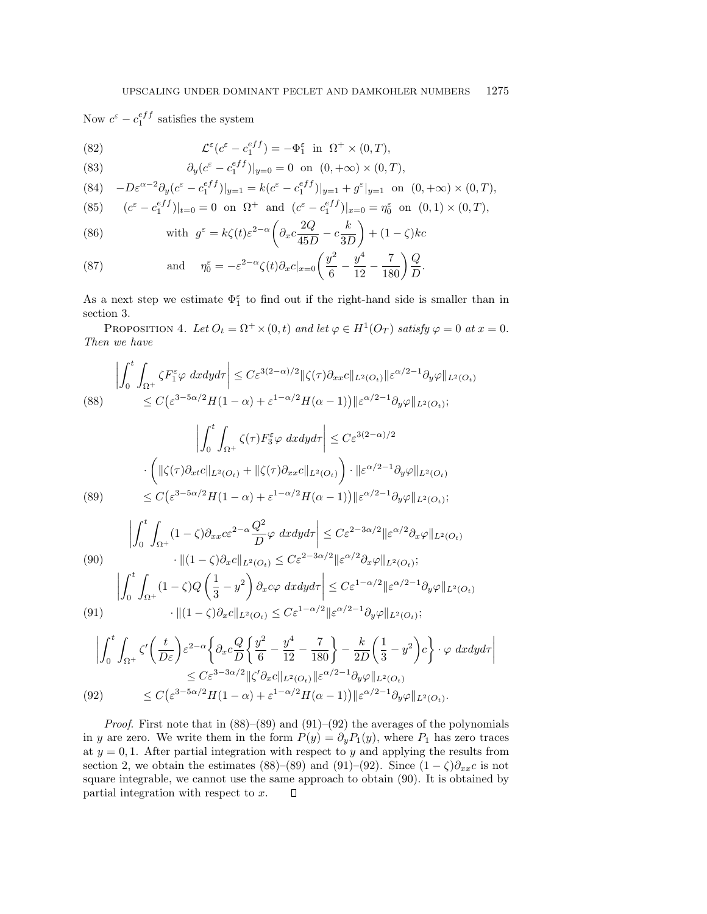Now $c^\varepsilon - c_1^{eff}$ satisfies the system

$$\mathcal{L}^\varepsilon(c^\varepsilon - c_1^{eff}) = -\Phi_1^\varepsilon \text{ in } \Omega^+ \times (0,T), \tag{82}$$

$$\partial_y(c^\varepsilon - c_1^{eff})|_{y=0} = 0 \text{ on } (0,+\infty)\times(0,T), \tag{83}$$

$$-D\varepsilon^{\alpha-2}\partial_y(c^\varepsilon - c_1^{eff})|_{y=1} = k(c^\varepsilon - c_1^{eff})|_{y=1} + g^\varepsilon|_{y=1} \text{ on } (0,+\infty)\times(0,T), \tag{84}$$

$$(c^\varepsilon - c_1^{eff})|_{t=0} = 0 \text{ on } \Omega^+ \text{ and } (c^\varepsilon - c_1^{eff})|_{x=0} = \eta_0^\varepsilon \text{ on } (0,1)\times(0,T), \tag{85}$$

$$\text{with } g^\varepsilon = k\zeta(t)\varepsilon^{2-\alpha}\left(\partial_x c \frac{2Q}{45D} - c\frac{k}{3D}\right) + (1-\zeta)kc \tag{86}$$

$$\text{and} \quad \eta_0^\varepsilon = -\varepsilon^{2-\alpha}\zeta(t)\partial_x c|_{x=0}\left(\frac{y^2}{6} - \frac{y^4}{12} - \frac{7}{180}\right)\frac{Q}{D}. \tag{87}$$

As a next step we estimate $\Phi_1^\varepsilon$ to find out if the right-hand side is smaller than in section 3.

Proposition 4. *Let $O_t = \Omega^+ \times (0,t)$ and let $\varphi \in H^1(O_T)$ satisfy $\varphi = 0$ at $x=0$. Then we have*

$$\begin{aligned}\left|\int_0^t\int_{\Omega^+}\zeta F_1^\varepsilon \varphi\, dxdyd\tau\right| &\le C\varepsilon^{3(2-\alpha)/2}\|\zeta(\tau)\partial_{xx}c\|_{L^2(O_t)}\|\varepsilon^{\alpha/2-1}\partial_y\varphi\|_{L^2(O_t)}\\ &\le C\big(\varepsilon^{3-5\alpha/2}H(1-\alpha) + \varepsilon^{1-\alpha/2}H(\alpha-1)\big)\|\varepsilon^{\alpha/2-1}\partial_y\varphi\|_{L^2(O_t)};\end{aligned} \tag{88}$$

$$\begin{aligned}\left|\int_0^t\int_{\Omega^+}\zeta(\tau)F_3^\varepsilon\varphi\, dxdyd\tau\right| &\le C\varepsilon^{3(2-\alpha)/2}\\ &\cdot\left(\|\zeta(\tau)\partial_{xt}c\|_{L^2(O_t)} + \|\zeta(\tau)\partial_{xx}c\|_{L^2(O_t)}\right)\cdot\|\varepsilon^{\alpha/2-1}\partial_y\varphi\|_{L^2(O_t)}\\ &\le C\big(\varepsilon^{3-5\alpha/2}H(1-\alpha) + \varepsilon^{1-\alpha/2}H(\alpha-1)\big)\|\varepsilon^{\alpha/2-1}\partial_y\varphi\|_{L^2(O_t)};\end{aligned} \tag{89}$$

$$\begin{aligned}\left|\int_0^t\int_{\Omega^+}(1-\zeta)\partial_{xx}c\,\varepsilon^{2-\alpha}\frac{Q^2}{D}\varphi\, dxdyd\tau\right| &\le C\varepsilon^{2-3\alpha/2}\|\varepsilon^{\alpha/2}\partial_x\varphi\|_{L^2(O_t)}\\ &\cdot\|(1-\zeta)\partial_x c\|_{L^2(O_t)} \le C\varepsilon^{2-3\alpha/2}\|\varepsilon^{\alpha/2}\partial_x\varphi\|_{L^2(O_t)};\end{aligned} \tag{90}$$

$$\begin{aligned}\left|\int_0^t\int_{\Omega^+}(1-\zeta)Q\left(\frac{1}{3}-y^2\right)\partial_x c\varphi\, dxdyd\tau\right| &\le C\varepsilon^{1-\alpha/2}\|\varepsilon^{\alpha/2-1}\partial_y\varphi\|_{L^2(O_t)}\\ &\cdot\|(1-\zeta)\partial_x c\|_{L^2(O_t)} \le C\varepsilon^{1-\alpha/2}\|\varepsilon^{\alpha/2-1}\partial_y\varphi\|_{L^2(O_t)};\end{aligned} \tag{91}$$

$$\begin{aligned}\Bigg|\int_0^t\int_{\Omega^+}\zeta'\left(\frac{t}{D\varepsilon}\right)\varepsilon^{2-\alpha}\bigg\{\partial_x c\frac{Q}{D}\left\{\frac{y^2}{6}-\frac{y^4}{12}-\frac{7}{180}\right\} - \frac{k}{2D}\left(\frac{1}{3}-y^2\right)c\bigg\}\cdot\varphi\, dxdyd\tau\Bigg|\\ \le C\varepsilon^{3-3\alpha/2}\|\zeta'\partial_x c\|_{L^2(O_t)}\|\varepsilon^{\alpha/2-1}\partial_y\varphi\|_{L^2(O_t)}\\ \le C\big(\varepsilon^{3-5\alpha/2}H(1-\alpha) + \varepsilon^{1-\alpha/2}H(\alpha-1)\big)\|\varepsilon^{\alpha/2-1}\partial_y\varphi\|_{L^2(O_t)}.\end{aligned} \tag{92}$$

*Proof*. First note that in (88)–(89) and (91)–(92) the averages of the polynomials in $y$ are zero. We write them in the form $P(y) = \partial_y P_1(y)$, where $P_1$ has zero traces at $y=0,1$. After partial integration with respect to $y$ and applying the results from section 2, we obtain the estimates (88)–(89) and (91)–(92). Since $(1-\zeta)\partial_{xx}c$ is not square integrable, we cannot use the same approach to obtain (90). It is obtained by partial integration with respect to $x$. $\square$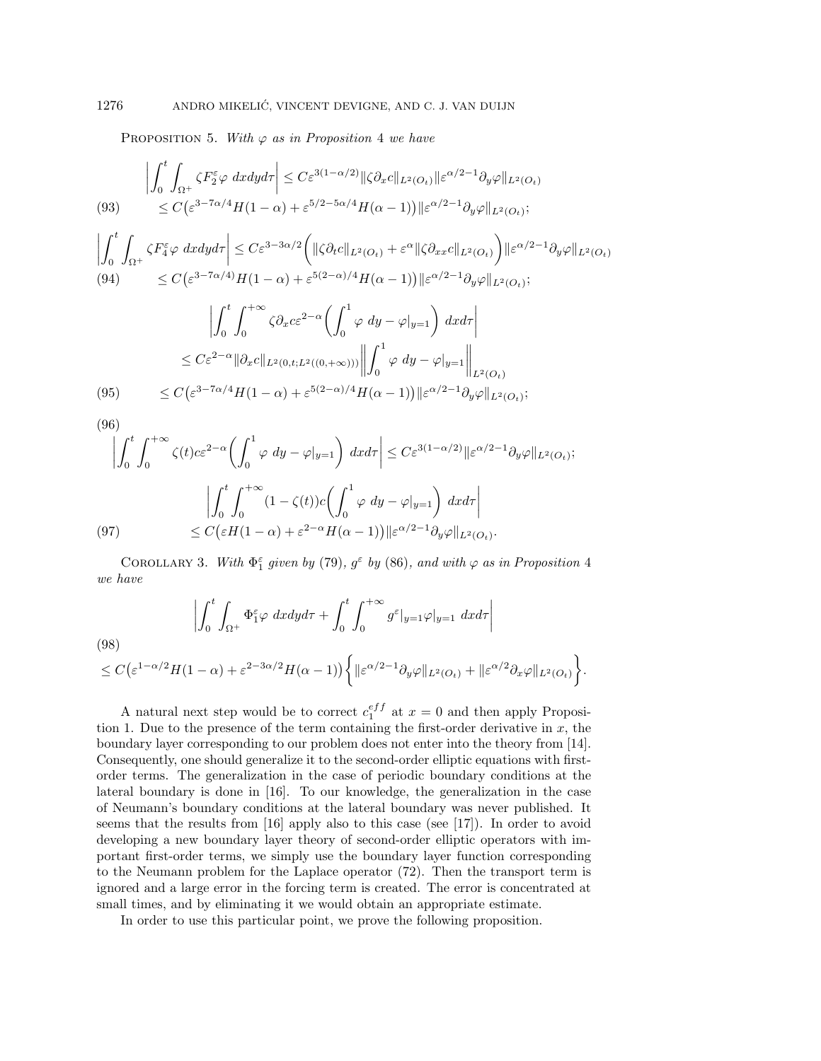PROPOSITION 5. *With $\varphi$ as in Proposition 4 we have*

$$
\begin{aligned}
&\left|\int_0^t \int_{\Omega^+} \zeta F_2^\varepsilon \varphi \; dxdyd\tau\right| \le C\varepsilon^{3(1-\alpha/2)} \|\zeta \partial_x c\|_{L^2(O_t)} \|\varepsilon^{\alpha/2-1}\partial_y \varphi\|_{L^2(O_t)} \\
&\qquad \le C\big(\varepsilon^{3-7\alpha/4} H(1-\alpha) + \varepsilon^{5/2-5\alpha/4} H(\alpha-1)\big) \|\varepsilon^{\alpha/2-1}\partial_y \varphi\|_{L^2(O_t)};
\end{aligned} \tag{93}
$$

$$
\begin{aligned}
&\left|\int_0^t \int_{\Omega^+} \zeta F_4^\varepsilon \varphi \; dxdyd\tau\right| \le C\varepsilon^{3-3\alpha/2} \bigg( \|\zeta \partial_t c\|_{L^2(O_t)} + \varepsilon^\alpha \|\zeta \partial_{xx} c\|_{L^2(O_t)} \bigg) \|\varepsilon^{\alpha/2-1}\partial_y \varphi\|_{L^2(O_t)} \\
&\qquad \le C\big(\varepsilon^{3-7\alpha/4)} H(1-\alpha) + \varepsilon^{5(2-\alpha)/4} H(\alpha-1)\big) \|\varepsilon^{\alpha/2-1}\partial_y \varphi\|_{L^2(O_t)};
\end{aligned} \tag{94}
$$

$$
\begin{aligned}
&\left|\int_0^t \int_0^{+\infty} \zeta \partial_x c \varepsilon^{2-\alpha} \bigg( \int_0^1 \varphi \; dy - \varphi|_{y=1} \bigg) \; dxd\tau\right| \\
&\qquad \le C\varepsilon^{2-\alpha} \|\partial_x c\|_{L^2(0,t;L^2((0,+\infty)))} \bigg\| \int_0^1 \varphi \; dy - \varphi|_{y=1} \bigg\|_{L^2(O_t)} \\
&\qquad \le C\big(\varepsilon^{3-7\alpha/4} H(1-\alpha) + \varepsilon^{5(2-\alpha)/4} H(\alpha-1)\big) \|\varepsilon^{\alpha/2-1}\partial_y \varphi\|_{L^2(O_t)};
\end{aligned} \tag{95}
$$

$$
\left|\int_0^t \int_0^{+\infty} \zeta(t) c \varepsilon^{2-\alpha} \bigg( \int_0^1 \varphi \; dy - \varphi|_{y=1} \bigg) \; dxd\tau\right| \le C\varepsilon^{3(1-\alpha/2)} \|\varepsilon^{\alpha/2-1}\partial_y \varphi\|_{L^2(O_t)}; \tag{96}
$$

$$
\begin{aligned}
&\left|\int_0^t \int_0^{+\infty} (1-\zeta(t)) c \bigg( \int_0^1 \varphi \; dy - \varphi|_{y=1} \bigg) \; dxd\tau\right| \\
&\qquad \le C\big(\varepsilon H(1-\alpha) + \varepsilon^{2-\alpha} H(\alpha-1)\big) \|\varepsilon^{\alpha/2-1}\partial_y \varphi\|_{L^2(O_t)}.
\end{aligned} \tag{97}
$$

COROLLARY 3. *With $\Phi_1^\varepsilon$ given by (79), $g^\varepsilon$ by (86), and with $\varphi$ as in Proposition 4 we have*

$$
\begin{aligned}
&\left|\int_0^t \int_{\Omega^+} \Phi_1^\varepsilon \varphi \; dxdyd\tau + \int_0^t \int_0^{+\infty} g^\varepsilon|_{y=1} \varphi|_{y=1} \; dxd\tau\right| \\
&\le C\big(\varepsilon^{1-\alpha/2} H(1-\alpha) + \varepsilon^{2-3\alpha/2} H(\alpha-1)\big) \bigg\{ \|\varepsilon^{\alpha/2-1}\partial_y \varphi\|_{L^2(O_t)} + \|\varepsilon^{\alpha/2}\partial_x \varphi\|_{L^2(O_t)} \bigg\}.
\end{aligned} \tag{98}
$$

A natural next step would be to correct $c_1^{eff}$ at $x = 0$ and then apply Proposition 1. Due to the presence of the term containing the first-order derivative in $x$, the boundary layer corresponding to our problem does not enter into the theory from [14]. Consequently, one should generalize it to the second-order elliptic equations with first-order terms. The generalization in the case of periodic boundary conditions at the lateral boundary is done in [16]. To our knowledge, the generalization in the case of Neumann's boundary conditions at the lateral boundary was never published. It seems that the results from [16] apply also to this case (see [17]). In order to avoid developing a new boundary layer theory of second-order elliptic operators with important first-order terms, we simply use the boundary layer function corresponding to the Neumann problem for the Laplace operator (72). Then the transport term is ignored and a large error in the forcing term is created. The error is concentrated at small times, and by eliminating it we would obtain an appropriate estimate.

In order to use this particular point, we prove the following proposition.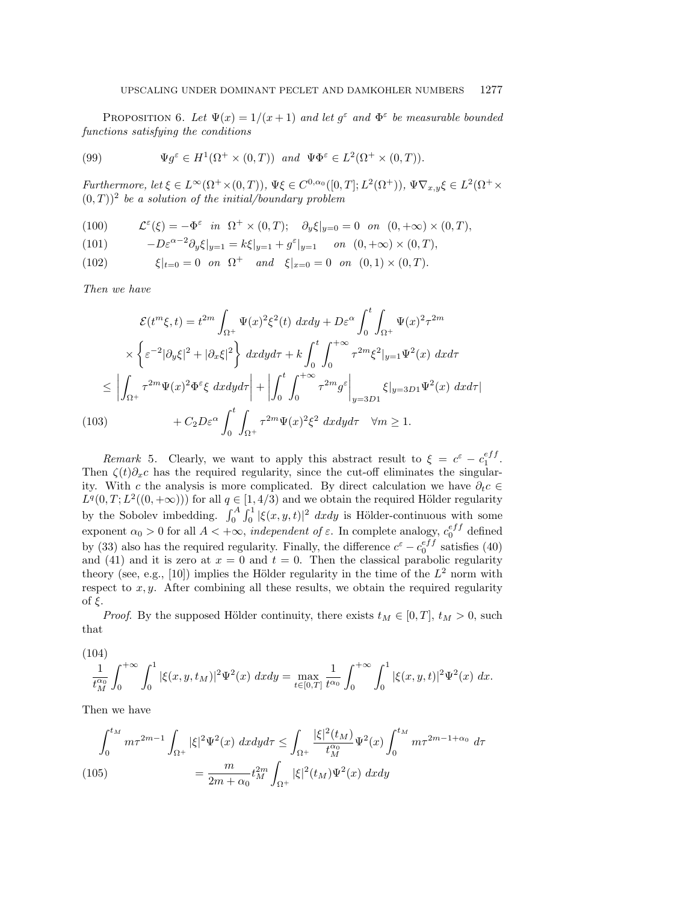PROPOSITION 6. *Let $\Psi(x) = 1/(x+1)$ and let $g^\varepsilon$ and $\Phi^\varepsilon$ be measurable bounded functions satisfying the conditions*

$$\Psi g^\varepsilon \in H^1(\Omega^+ \times (0,T)) \quad \text{and} \quad \Psi \Phi^\varepsilon \in L^2(\Omega^+ \times (0,T)). \tag{99}$$

*Furthermore, let $\xi \in L^\infty(\Omega^+ \times (0,T))$, $\Psi\xi \in C^{0,\alpha_0}([0,T]; L^2(\Omega^+))$, $\Psi \nabla_{x,y}\xi \in L^2(\Omega^+ \times (0,T))^2$ be a solution of the initial/boundary problem*

$$\mathcal{L}^\varepsilon(\xi) = -\Phi^\varepsilon \quad \text{in} \quad \Omega^+ \times (0,T); \quad \partial_y \xi|_{y=0} = 0 \quad \text{on} \quad (0,+\infty)\times(0,T), \tag{100}$$

$$-D\varepsilon^{\alpha-2}\partial_y \xi|_{y=1} = k\xi|_{y=1} + g^\varepsilon|_{y=1} \quad \text{on} \quad (0,+\infty)\times(0,T), \tag{101}$$

$$\xi|_{t=0} = 0 \quad \text{on} \quad \Omega^+ \quad \text{and} \quad \xi|_{x=0} = 0 \quad \text{on} \quad (0,1)\times(0,T). \tag{102}$$

*Then we have*

$$\begin{aligned}
\mathcal{E}(t^m\xi, t) &= t^{2m}\int_{\Omega^+} \Psi(x)^2 \xi^2(t)\ dxdy + D\varepsilon^\alpha \int_0^t \int_{\Omega^+} \Psi(x)^2 \tau^{2m} \\
&\quad \times \left\{ \varepsilon^{-2}|\partial_y \xi|^2 + |\partial_x \xi|^2 \right\} dxdyd\tau + k\int_0^t \int_0^{+\infty} \tau^{2m}\xi^2|_{y=1}\Psi^2(x)\ dxd\tau \\
&\le \left| \int_{\Omega^+} \tau^{2m}\Psi(x)^2 \Phi^\varepsilon \xi\ dxdyd\tau \right| + \left| \int_0^t \int_0^{+\infty} \tau^{2m} g^\varepsilon \Big|_{y=3D1} \xi|_{y=3D1}\Psi^2(x)\ dxd\tau \right| \\
&\quad + C_2 D\varepsilon^\alpha \int_0^t \int_{\Omega^+} \tau^{2m}\Psi(x)^2\xi^2\ dxdyd\tau \quad \forall m \ge 1.
\end{aligned} \tag{103}$$

*Remark* 5. Clearly, we want to apply this abstract result to $\xi = c^\varepsilon - c_1^{eff}$. Then $\zeta(t)\partial_x c$ has the required regularity, since the cut-off eliminates the singularity. With $c$ the analysis is more complicated. By direct calculation we have $\partial_t c \in L^q(0,T; L^2((0,+\infty)))$ for all $q \in [1, 4/3)$ and we obtain the required Hölder regularity by the Sobolev imbedding. $\int_0^A \int_0^1 |\xi(x,y,t)|^2\ dxdy$ is Hölder-continuous with some exponent $\alpha_0 > 0$ for all $A < +\infty$, *independent of* $\varepsilon$. In complete analogy, $c_0^{eff}$ defined by (33) also has the required regularity. Finally, the difference $c^\varepsilon - c_0^{eff}$ satisfies (40) and (41) and it is zero at $x = 0$ and $t = 0$. Then the classical parabolic regularity theory (see, e.g., [10]) implies the Hölder regularity in the time of the $L^2$ norm with respect to $x, y$. After combining all these results, we obtain the required regularity of $\xi$.

*Proof.* By the supposed Hölder continuity, there exists $t_M \in [0,T]$, $t_M > 0$, such that

$$\frac{1}{t_M^{\alpha_0}} \int_0^{+\infty} \int_0^1 |\xi(x,y,t_M)|^2 \Psi^2(x)\ dxdy = \max_{t\in[0,T]} \frac{1}{t^{\alpha_0}} \int_0^{+\infty} \int_0^1 |\xi(x,y,t)|^2 \Psi^2(x)\ dx. \tag{104}$$

Then we have

$$\begin{aligned}
\int_0^{t_M} m\tau^{2m-1} \int_{\Omega^+} |\xi|^2 \Psi^2(x)\ dxdyd\tau &\le \int_{\Omega^+} \frac{|\xi|^2(t_M)}{t_M^{\alpha_0}} \Psi^2(x) \int_0^{t_M} m\tau^{2m-1+\alpha_0}\ d\tau \\
&= \frac{m}{2m+\alpha_0} t_M^{2m} \int_{\Omega^+} |\xi|^2(t_M)\Psi^2(x)\ dxdy
\end{aligned} \tag{105}$$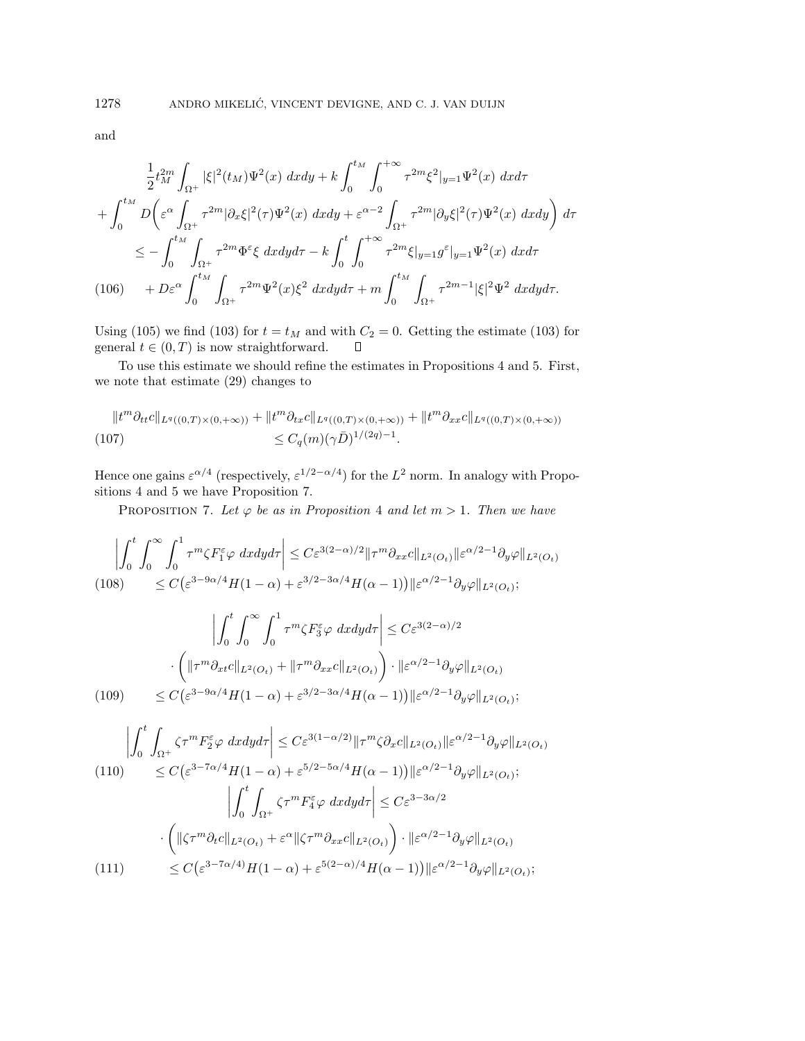and

$$
\begin{aligned}
&\frac{1}{2}t_M^{2m}\int_{\Omega^+}|\xi|^2(t_M)\Psi^2(x)\ dxdy + k\int_0^{t_M}\int_0^{+\infty}\tau^{2m}\xi^2|_{y=1}\Psi^2(x)\ dxd\tau\\
&+\int_0^{t_M} D\Big(\varepsilon^\alpha\int_{\Omega^+}\tau^{2m}|\partial_x\xi|^2(\tau)\Psi^2(x)\ dxdy + \varepsilon^{\alpha-2}\int_{\Omega^+}\tau^{2m}|\partial_y\xi|^2(\tau)\Psi^2(x)\ dxdy\Big)\ d\tau\\
&\quad\le -\int_0^{t_M}\int_{\Omega^+}\tau^{2m}\Phi^\varepsilon\xi\ dxdyd\tau - k\int_0^t\int_0^{+\infty}\tau^{2m}\xi|_{y=1}g^\varepsilon|_{y=1}\Psi^2(x)\ dxd\tau\\
&\quad + D\varepsilon^\alpha\int_0^{t_M}\int_{\Omega^+}\tau^{2m}\Psi^2(x)\xi^2\ dxdyd\tau + m\int_0^{t_M}\int_{\Omega^+}\tau^{2m-1}|\xi|^2\Psi^2\ dxdyd\tau.
\end{aligned}\tag{106}
$$

Using (105) we find (103) for $t = t_M$ and with $C_2 = 0$. Getting the estimate (103) for general $t \in (0,T)$ is now straightforward. $\square$

To use this estimate we should refine the estimates in Propositions 4 and 5. First, we note that estimate (29) changes to

$$
\begin{aligned}
&\|t^m\partial_{tt}c\|_{L^q((0,T)\times(0,+\infty))} + \|t^m\partial_{tx}c\|_{L^q((0,T)\times(0,+\infty))} + \|t^m\partial_{xx}c\|_{L^q((0,T)\times(0,+\infty))}\\
&\qquad\le C_q(m)(\gamma\bar{D})^{1/(2q)-1}.
\end{aligned}\tag{107}
$$

Hence one gains $\varepsilon^{\alpha/4}$ (respectively, $\varepsilon^{1/2-\alpha/4}$) for the $L^2$ norm. In analogy with Propositions 4 and 5 we have Proposition 7.

Proposition 7. *Let $\varphi$ be as in Proposition 4 and let $m > 1$. Then we have*

$$
\begin{aligned}
\left|\int_0^t\int_0^\infty\int_0^1\tau^m\zeta F_1^\varepsilon\varphi\ dxdyd\tau\right| &\le C\varepsilon^{3(2-\alpha)/2}\|\tau^m\partial_{xx}c\|_{L^2(O_t)}\|\varepsilon^{\alpha/2-1}\partial_y\varphi\|_{L^2(O_t)}\\
&\le C\big(\varepsilon^{3-9\alpha/4}H(1-\alpha) + \varepsilon^{3/2-3\alpha/4}H(\alpha-1)\big)\|\varepsilon^{\alpha/2-1}\partial_y\varphi\|_{L^2(O_t)};
\end{aligned}\tag{108}
$$

$$
\begin{aligned}
&\left|\int_0^t\int_0^\infty\int_0^1\tau^m\zeta F_3^\varepsilon\varphi\ dxdyd\tau\right| \le C\varepsilon^{3(2-\alpha)/2}\\
&\quad\cdot\left(\|\tau^m\partial_{xt}c\|_{L^2(O_t)} + \|\tau^m\partial_{xx}c\|_{L^2(O_t)}\right)\cdot\|\varepsilon^{\alpha/2-1}\partial_y\varphi\|_{L^2(O_t)}\\
&\quad\le C\big(\varepsilon^{3-9\alpha/4}H(1-\alpha) + \varepsilon^{3/2-3\alpha/4}H(\alpha-1)\big)\|\varepsilon^{\alpha/2-1}\partial_y\varphi\|_{L^2(O_t)};
\end{aligned}\tag{109}
$$

$$
\begin{aligned}
\left|\int_0^t\int_{\Omega^+}\zeta\tau^m F_2^\varepsilon\varphi\ dxdyd\tau\right| &\le C\varepsilon^{3(1-\alpha/2)}\|\tau^m\zeta\partial_x c\|_{L^2(O_t)}\|\varepsilon^{\alpha/2-1}\partial_y\varphi\|_{L^2(O_t)}\\
&\le C\big(\varepsilon^{3-7\alpha/4}H(1-\alpha) + \varepsilon^{5/2-5\alpha/4}H(\alpha-1)\big)\|\varepsilon^{\alpha/2-1}\partial_y\varphi\|_{L^2(O_t)};
\end{aligned}\tag{110}
$$

$$
\begin{aligned}
&\left|\int_0^t\int_{\Omega^+}\zeta\tau^m F_4^\varepsilon\varphi\ dxdyd\tau\right| \le C\varepsilon^{3-3\alpha/2}\\
&\quad\cdot\left(\|\zeta\tau^m\partial_t c\|_{L^2(O_t)} + \varepsilon^\alpha\|\zeta\tau^m\partial_{xx}c\|_{L^2(O_t)}\right)\cdot\|\varepsilon^{\alpha/2-1}\partial_y\varphi\|_{L^2(O_t)}\\
&\quad\le C\big(\varepsilon^{3-7\alpha/4)}H(1-\alpha) + \varepsilon^{5(2-\alpha)/4}H(\alpha-1)\big)\|\varepsilon^{\alpha/2-1}\partial_y\varphi\|_{L^2(O_t)};
\end{aligned}\tag{111}
$$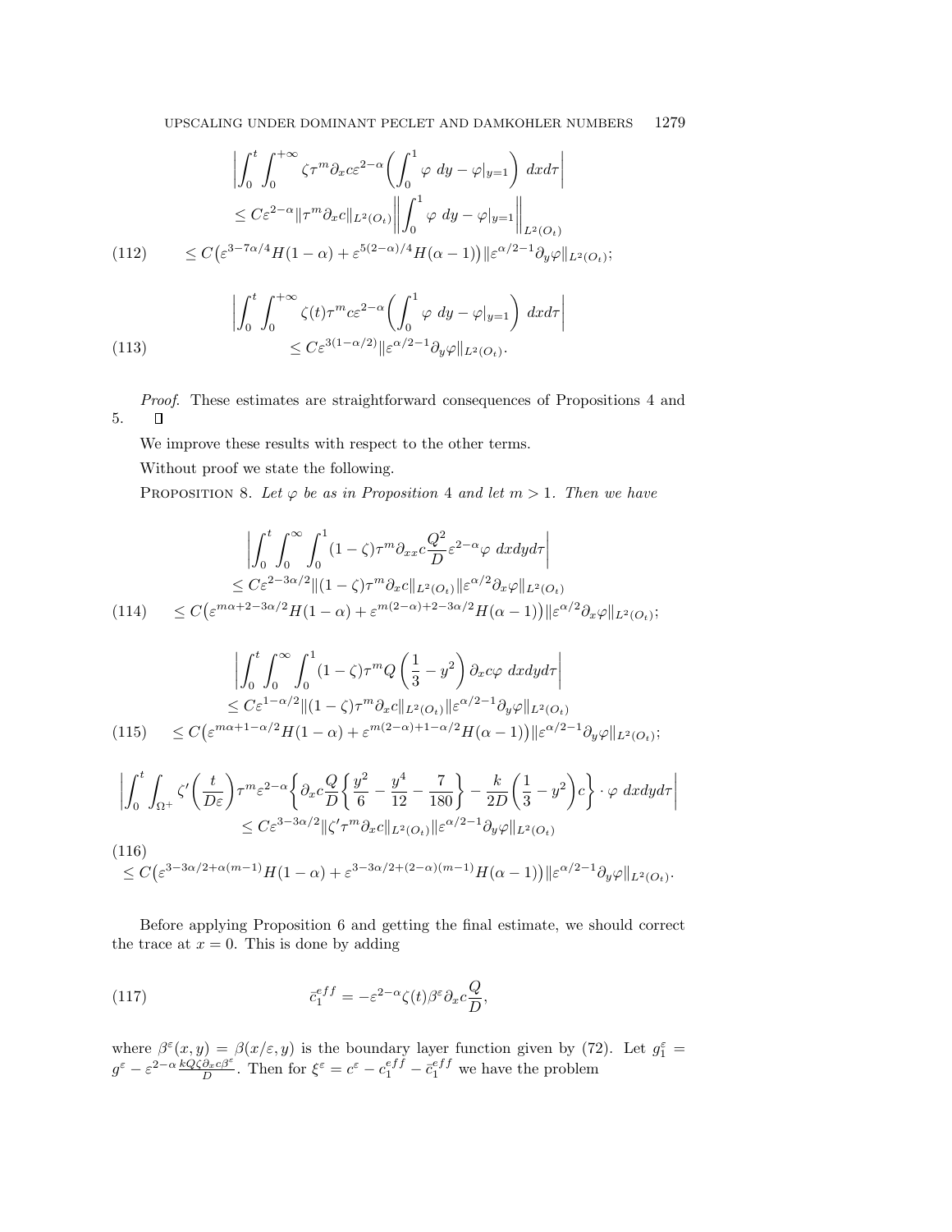$$
\begin{aligned}
&\left| \int_0^t \int_0^{+\infty} \zeta \tau^m \partial_x c \varepsilon^{2-\alpha} \left( \int_0^1 \varphi \ dy - \varphi|_{y=1} \right) \ dx d\tau \right| \\
&\quad \le C\varepsilon^{2-\alpha} \|\tau^m \partial_x c\|_{L^2(O_t)} \left\| \int_0^1 \varphi \ dy - \varphi|_{y=1} \right\|_{L^2(O_t)} \\
&\quad \le C\big(\varepsilon^{3-7\alpha/4} H(1-\alpha) + \varepsilon^{5(2-\alpha)/4} H(\alpha - 1)\big) \|\varepsilon^{\alpha/2-1} \partial_y \varphi\|_{L^2(O_t)};
\end{aligned} \tag{112}
$$

$$
\begin{aligned}
&\left| \int_0^t \int_0^{+\infty} \zeta(t) \tau^m c \varepsilon^{2-\alpha} \left( \int_0^1 \varphi \ dy - \varphi|_{y=1} \right) \ dx d\tau \right| \\
&\qquad \le C\varepsilon^{3(1-\alpha/2)} \|\varepsilon^{\alpha/2-1} \partial_y \varphi\|_{L^2(O_t)}.
\end{aligned} \tag{113}
$$

*Proof.* These estimates are straightforward consequences of Propositions 4 and 5. □

We improve these results with respect to the other terms.

Without proof we state the following.

PROPOSITION 8. *Let $\varphi$ be as in Proposition 4 and let $m > 1$. Then we have*

$$
\begin{aligned}
&\left| \int_0^t \int_0^\infty \int_0^1 (1-\zeta) \tau^m \partial_{xx} c \frac{Q^2}{D} \varepsilon^{2-\alpha} \varphi \ dx dy d\tau \right| \\
&\quad \le C\varepsilon^{2-3\alpha/2} \|(1-\zeta)\tau^m \partial_x c\|_{L^2(O_t)} \|\varepsilon^{\alpha/2} \partial_x \varphi\|_{L^2(O_t)} \\
&\quad \le C\big(\varepsilon^{m\alpha+2-3\alpha/2} H(1-\alpha) + \varepsilon^{m(2-\alpha)+2-3\alpha/2} H(\alpha-1)\big) \|\varepsilon^{\alpha/2} \partial_x \varphi\|_{L^2(O_t)};
\end{aligned} \tag{114}
$$

$$
\begin{aligned}
&\left| \int_0^t \int_0^\infty \int_0^1 (1-\zeta) \tau^m Q \left( \frac{1}{3} - y^2 \right) \partial_x c \varphi \ dx dy d\tau \right| \\
&\quad \le C\varepsilon^{1-\alpha/2} \|(1-\zeta)\tau^m \partial_x c\|_{L^2(O_t)} \|\varepsilon^{\alpha/2-1} \partial_y \varphi\|_{L^2(O_t)} \\
&\quad \le C\big(\varepsilon^{m\alpha+1-\alpha/2} H(1-\alpha) + \varepsilon^{m(2-\alpha)+1-\alpha/2} H(\alpha-1)\big) \|\varepsilon^{\alpha/2-1} \partial_y \varphi\|_{L^2(O_t)};
\end{aligned} \tag{115}
$$

$$
\begin{aligned}
&\left| \int_0^t \int_{\Omega^+} \zeta' \left( \frac{t}{D\varepsilon} \right) \tau^m \varepsilon^{2-\alpha} \left\{ \partial_x c \frac{Q}{D} \left\{ \frac{y^2}{6} - \frac{y^4}{12} - \frac{7}{180} \right\} - \frac{k}{2D} \left( \frac{1}{3} - y^2 \right) c \right\} \cdot \varphi \ dx dy d\tau \right| \\
&\qquad \le C\varepsilon^{3-3\alpha/2} \|\zeta' \tau^m \partial_x c\|_{L^2(O_t)} \|\varepsilon^{\alpha/2-1} \partial_y \varphi\|_{L^2(O_t)} \\
&\le C\big(\varepsilon^{3-3\alpha/2+\alpha(m-1)} H(1-\alpha) + \varepsilon^{3-3\alpha/2+(2-\alpha)(m-1)} H(\alpha-1)\big) \|\varepsilon^{\alpha/2-1} \partial_y \varphi\|_{L^2(O_t)}.
\end{aligned} \tag{116}
$$

Before applying Proposition 6 and getting the final estimate, we should correct the trace at $x = 0$. This is done by adding

$$
\bar{c}_1^{eff} = -\varepsilon^{2-\alpha} \zeta(t) \beta^\varepsilon \partial_x c \frac{Q}{D}, \tag{117}
$$

where $\beta^\varepsilon(x, y) = \beta(x/\varepsilon, y)$ is the boundary layer function given by (72). Let $g_1^\varepsilon = g^\varepsilon - \varepsilon^{2-\alpha} \frac{kQ\zeta \partial_x c \beta^\varepsilon}{D}$. Then for $\xi^\varepsilon = c^\varepsilon - c_1^{eff} - \bar{c}_1^{eff}$ we have the problem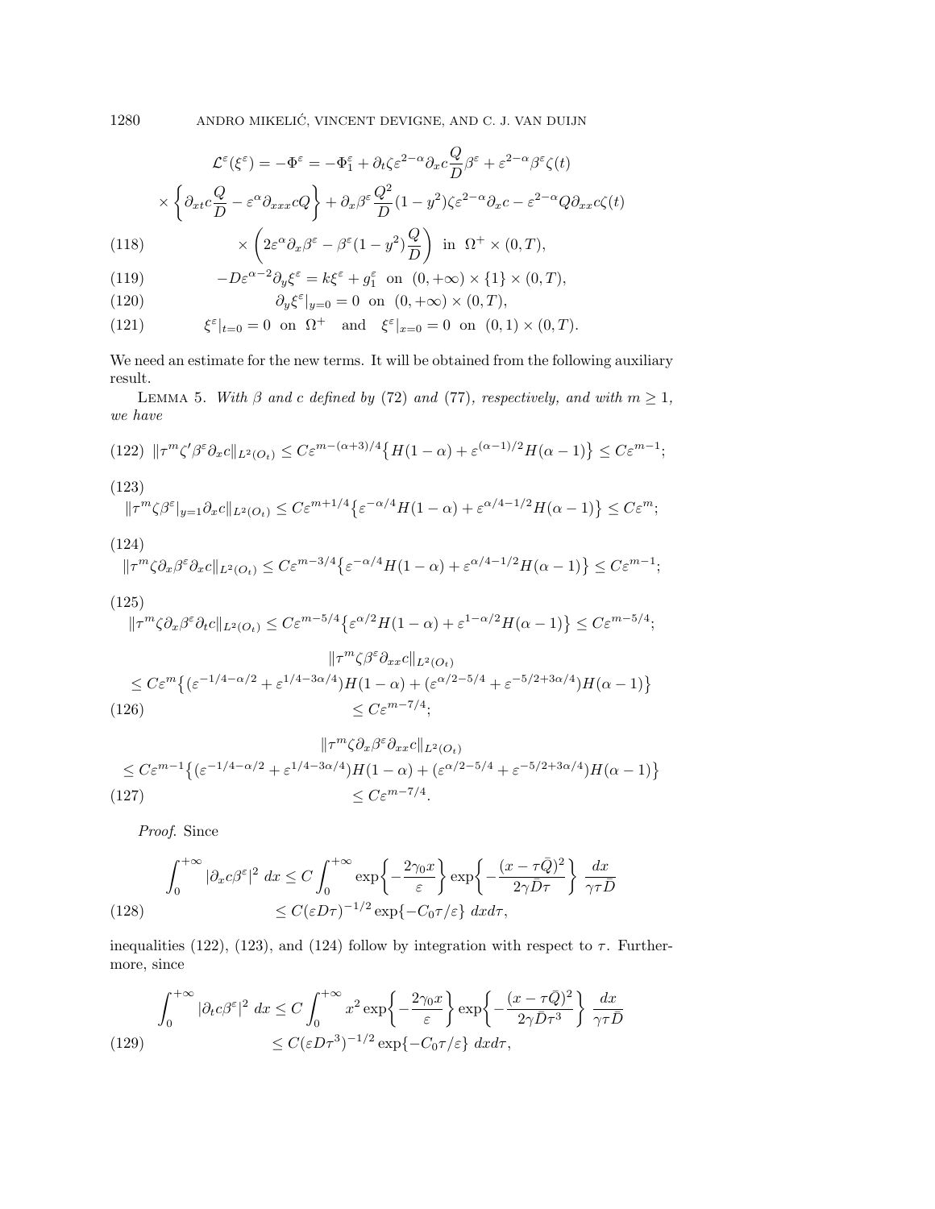$$
\begin{aligned}
\mathcal{L}^\varepsilon(\xi^\varepsilon) = -\Phi^\varepsilon = -\Phi_1^\varepsilon + \partial_t \zeta \varepsilon^{2-\alpha} \partial_x c \frac{Q}{D} \beta^\varepsilon + \varepsilon^{2-\alpha} \beta^\varepsilon \zeta(t) \\
\times \left\{ \partial_{xt} c \frac{Q}{D} - \varepsilon^\alpha \partial_{xxx} c Q \right\} + \partial_x \beta^\varepsilon \frac{Q^2}{D}(1-y^2) \zeta \varepsilon^{2-\alpha} \partial_x c - \varepsilon^{2-\alpha} Q \partial_{xx} c \zeta(t) \\
\times \left( 2\varepsilon^\alpha \partial_x \beta^\varepsilon - \beta^\varepsilon (1-y^2) \frac{Q}{D} \right) \text{ in } \Omega^+ \times (0,T),
\end{aligned}
\tag{118}
$$

$$
-D\varepsilon^{\alpha-2} \partial_y \xi^\varepsilon = k\xi^\varepsilon + g_1^\varepsilon \text{ on } (0,+\infty) \times \{1\} \times (0,T), \tag{119}
$$

$$
\partial_y \xi^\varepsilon|_{y=0} = 0 \text{ on } (0,+\infty) \times (0,T), \tag{120}
$$

$$
\xi^\varepsilon|_{t=0} = 0 \text{ on } \Omega^+ \quad \text{and} \quad \xi^\varepsilon|_{x=0} = 0 \text{ on } (0,1) \times (0,T). \tag{121}
$$

We need an estimate for the new terms. It will be obtained from the following auxiliary result.

Lemma 5. *With $\beta$ and $c$ defined by (72) and (77), respectively, and with $m \geq 1$, we have*

$$
\|\tau^m \zeta' \beta^\varepsilon \partial_x c\|_{L^2(O_t)} \leq C\varepsilon^{m-(\alpha+3)/4} \big\{ H(1-\alpha) + \varepsilon^{(\alpha-1)/2} H(\alpha-1) \big\} \leq C\varepsilon^{m-1}; \tag{122}
$$

$$
\|\tau^m \zeta \beta^\varepsilon|_{y=1} \partial_x c\|_{L^2(O_t)} \leq C\varepsilon^{m+1/4} \big\{ \varepsilon^{-\alpha/4} H(1-\alpha) + \varepsilon^{\alpha/4-1/2} H(\alpha-1) \big\} \leq C\varepsilon^m; \tag{123}
$$

$$
\|\tau^m \zeta \partial_x \beta^\varepsilon \partial_x c\|_{L^2(O_t)} \leq C\varepsilon^{m-3/4} \big\{ \varepsilon^{-\alpha/4} H(1-\alpha) + \varepsilon^{\alpha/4-1/2} H(\alpha-1) \big\} \leq C\varepsilon^{m-1}; \tag{124}
$$

$$
\|\tau^m \zeta \partial_x \beta^\varepsilon \partial_t c\|_{L^2(O_t)} \leq C\varepsilon^{m-5/4} \big\{ \varepsilon^{\alpha/2} H(1-\alpha) + \varepsilon^{1-\alpha/2} H(\alpha-1) \big\} \leq C\varepsilon^{m-5/4}; \tag{125}
$$

$$
\begin{aligned}
&\|\tau^m \zeta \beta^\varepsilon \partial_{xx} c\|_{L^2(O_t)} \\
&\leq C\varepsilon^m \big\{ (\varepsilon^{-1/4-\alpha/2} + \varepsilon^{1/4-3\alpha/4}) H(1-\alpha) + (\varepsilon^{\alpha/2-5/4} + \varepsilon^{-5/2+3\alpha/4}) H(\alpha-1) \big\} \\
&\leq C\varepsilon^{m-7/4};
\end{aligned}
\tag{126}
$$

$$
\begin{aligned}
&\|\tau^m \zeta \partial_x \beta^\varepsilon \partial_{xx} c\|_{L^2(O_t)} \\
&\leq C\varepsilon^{m-1} \big\{ (\varepsilon^{-1/4-\alpha/2} + \varepsilon^{1/4-3\alpha/4}) H(1-\alpha) + (\varepsilon^{\alpha/2-5/4} + \varepsilon^{-5/2+3\alpha/4}) H(\alpha-1) \big\} \\
&\leq C\varepsilon^{m-7/4}.
\end{aligned}
\tag{127}
$$

*Proof.* Since

$$
\begin{aligned}
\int_0^{+\infty} |\partial_x c \beta^\varepsilon|^2 \, dx &\leq C \int_0^{+\infty} \exp\left\{ -\frac{2\gamma_0 x}{\varepsilon} \right\} \exp\left\{ -\frac{(x-\tau\bar{Q})^2}{2\gamma \bar{D}\tau} \right\} \frac{dx}{\gamma\tau\bar{D}} \\
&\leq C(\varepsilon D\tau)^{-1/2} \exp\{-C_0\tau/\varepsilon\} \, dx d\tau,
\end{aligned}
\tag{128}
$$

inequalities (122), (123), and (124) follow by integration with respect to $\tau$. Furthermore, since

$$
\begin{aligned}
\int_0^{+\infty} |\partial_t c \beta^\varepsilon|^2 \, dx &\leq C \int_0^{+\infty} x^2 \exp\left\{ -\frac{2\gamma_0 x}{\varepsilon} \right\} \exp\left\{ -\frac{(x-\tau\bar{Q})^2}{2\gamma \bar{D}\tau^3} \right\} \frac{dx}{\gamma\tau\bar{D}} \\
&\leq C(\varepsilon D\tau^3)^{-1/2} \exp\{-C_0\tau/\varepsilon\} \, dx d\tau,
\end{aligned}
\tag{129}
$$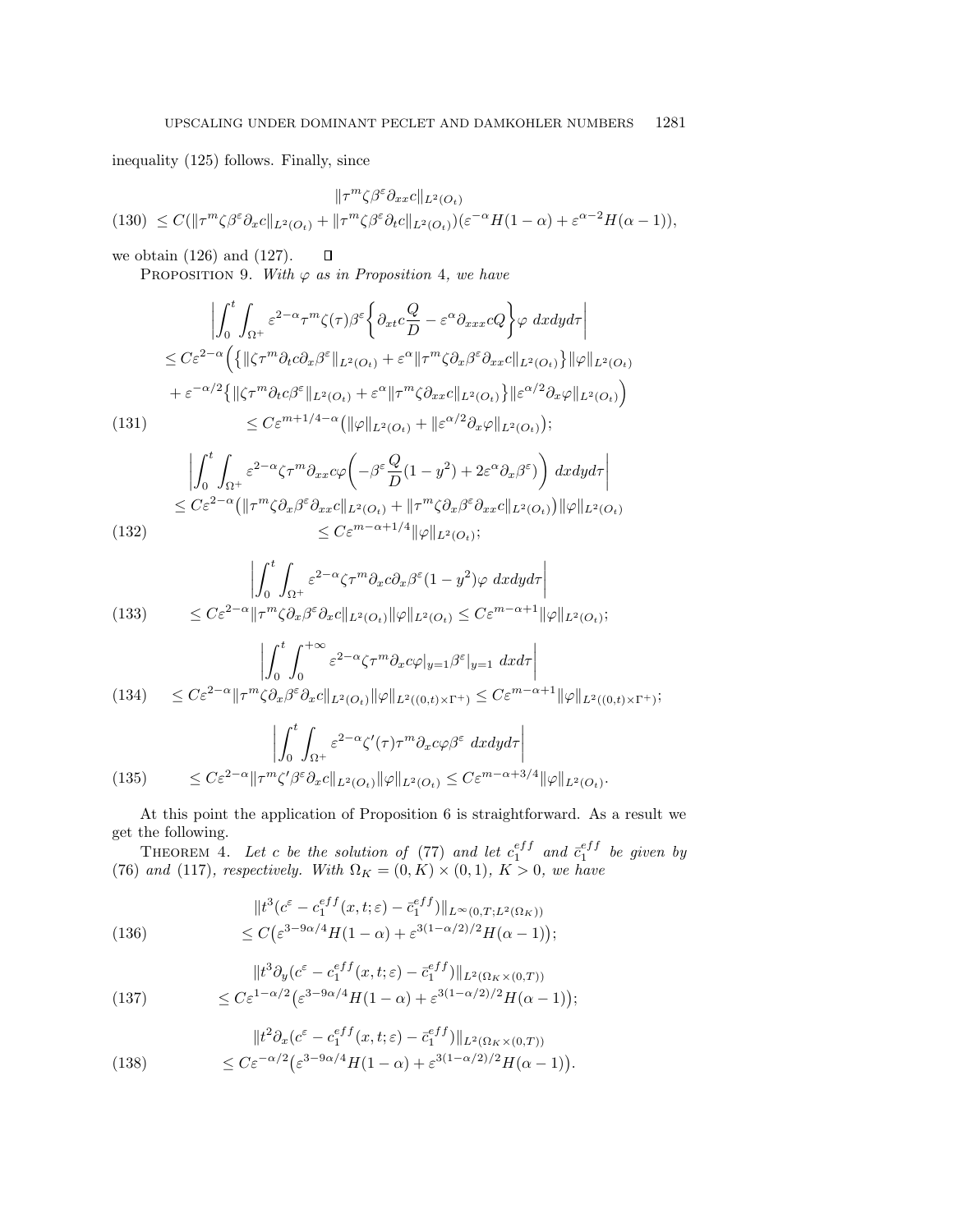inequality (125) follows. Finally, since

$$
\begin{aligned}
&\|\tau^m \zeta \beta^\varepsilon \partial_{xx} c\|_{L^2(O_t)} \\
(130)\quad &\leq C(\|\tau^m \zeta \beta^\varepsilon \partial_x c\|_{L^2(O_t)} + \|\tau^m \zeta \beta^\varepsilon \partial_t c\|_{L^2(O_t)})(\varepsilon^{-\alpha} H(1-\alpha) + \varepsilon^{\alpha-2} H(\alpha-1)),
\end{aligned}
$$

we obtain (126) and (127). $\square$

Proposition 9. *With $\varphi$ as in Proposition 4, we have*

$$
\begin{aligned}
&\left| \int_0^t \int_{\Omega^+} \varepsilon^{2-\alpha} \tau^m \zeta(\tau) \beta^\varepsilon \left\{ \partial_{xt} c \frac{Q}{D} - \varepsilon^\alpha \partial_{xxx} c Q \right\} \varphi \ dxdyd\tau \right| \\
&\leq C\varepsilon^{2-\alpha} \Big( \big\{ \|\zeta \tau^m \partial_t c \partial_x \beta^\varepsilon\|_{L^2(O_t)} + \varepsilon^\alpha \|\tau^m \zeta \partial_x \beta^\varepsilon \partial_{xx} c\|_{L^2(O_t)} \big\} \|\varphi\|_{L^2(O_t)} \\
&\quad + \varepsilon^{-\alpha/2} \big\{ \|\zeta \tau^m \partial_t c \beta^\varepsilon\|_{L^2(O_t)} + \varepsilon^\alpha \|\tau^m \zeta \partial_{xx} c\|_{L^2(O_t)} \big\} \|\varepsilon^{\alpha/2} \partial_x \varphi\|_{L^2(O_t)} \Big) \\
(131)\quad &\leq C\varepsilon^{m+1/4-\alpha} \big( \|\varphi\|_{L^2(O_t)} + \|\varepsilon^{\alpha/2} \partial_x \varphi\|_{L^2(O_t)} \big);
\end{aligned}
$$

$$
\begin{aligned}
&\left| \int_0^t \int_{\Omega^+} \varepsilon^{2-\alpha} \zeta \tau^m \partial_{xx} c \varphi \left( -\beta^\varepsilon \frac{Q}{D}(1-y^2) + 2\varepsilon^\alpha \partial_x \beta^\varepsilon \right) \ dxdyd\tau \right| \\
&\leq C\varepsilon^{2-\alpha} \big( \|\tau^m \zeta \partial_x \beta^\varepsilon \partial_{xx} c\|_{L^2(O_t)} + \|\tau^m \zeta \partial_x \beta^\varepsilon \partial_{xx} c\|_{L^2(O_t)} \big) \|\varphi\|_{L^2(O_t)} \\
(132)\quad &\leq C\varepsilon^{m-\alpha+1/4} \|\varphi\|_{L^2(O_t)};
\end{aligned}
$$

$$
\begin{aligned}
&\left| \int_0^t \int_{\Omega^+} \varepsilon^{2-\alpha} \zeta \tau^m \partial_x c \partial_x \beta^\varepsilon (1-y^2) \varphi \ dxdyd\tau \right| \\
(133)\quad &\leq C\varepsilon^{2-\alpha} \|\tau^m \zeta \partial_x \beta^\varepsilon \partial_x c\|_{L^2(O_t)} \|\varphi\|_{L^2(O_t)} \leq C\varepsilon^{m-\alpha+1} \|\varphi\|_{L^2(O_t)};
\end{aligned}
$$

$$
\begin{aligned}
&\left| \int_0^t \int_0^{+\infty} \varepsilon^{2-\alpha} \zeta \tau^m \partial_x c \varphi|_{y=1} \beta^\varepsilon|_{y=1} \ dxd\tau \right| \\
(134)\quad &\leq C\varepsilon^{2-\alpha} \|\tau^m \zeta \partial_x \beta^\varepsilon \partial_x c\|_{L^2(O_t)} \|\varphi\|_{L^2((0,t)\times \Gamma^+)} \leq C\varepsilon^{m-\alpha+1} \|\varphi\|_{L^2((0,t)\times\Gamma^+)};
\end{aligned}
$$

$$
\begin{aligned}
&\left| \int_0^t \int_{\Omega^+} \varepsilon^{2-\alpha} \zeta'(\tau) \tau^m \partial_x c \varphi \beta^\varepsilon \ dxdyd\tau \right| \\
(135)\quad &\leq C\varepsilon^{2-\alpha} \|\tau^m \zeta' \beta^\varepsilon \partial_x c\|_{L^2(O_t)} \|\varphi\|_{L^2(O_t)} \leq C\varepsilon^{m-\alpha+3/4} \|\varphi\|_{L^2(O_t)}.
\end{aligned}
$$

At this point the application of Proposition 6 is straightforward. As a result we get the following.

Theorem 4. *Let $c$ be the solution of (77) and let $c_1^{eff}$ and $\bar{c}_1^{eff}$ be given by (76) and (117), respectively. With $\Omega_K = (0,K)\times(0,1)$, $K>0$, we have*

$$
\begin{aligned}
&\|t^3(c^\varepsilon - c_1^{eff}(x,t;\varepsilon) - \bar{c}_1^{eff})\|_{L^\infty(0,T;L^2(\Omega_K))} \\
(136)\quad &\leq C\big(\varepsilon^{3-9\alpha/4} H(1-\alpha) + \varepsilon^{3(1-\alpha/2)/2} H(\alpha-1)\big);
\end{aligned}
$$

$$
\begin{aligned}
&\|t^3 \partial_y (c^\varepsilon - c_1^{eff}(x,t;\varepsilon) - \bar{c}_1^{eff})\|_{L^2(\Omega_K\times(0,T))} \\
(137)\quad &\leq C\varepsilon^{1-\alpha/2}\big(\varepsilon^{3-9\alpha/4} H(1-\alpha) + \varepsilon^{3(1-\alpha/2)/2} H(\alpha-1)\big);
\end{aligned}
$$

$$
\begin{aligned}
&\|t^2 \partial_x (c^\varepsilon - c_1^{eff}(x,t;\varepsilon) - \bar{c}_1^{eff})\|_{L^2(\Omega_K\times(0,T))} \\
(138)\quad &\leq C\varepsilon^{-\alpha/2}\big(\varepsilon^{3-9\alpha/4} H(1-\alpha) + \varepsilon^{3(1-\alpha/2)/2} H(\alpha-1)\big).
\end{aligned}
$$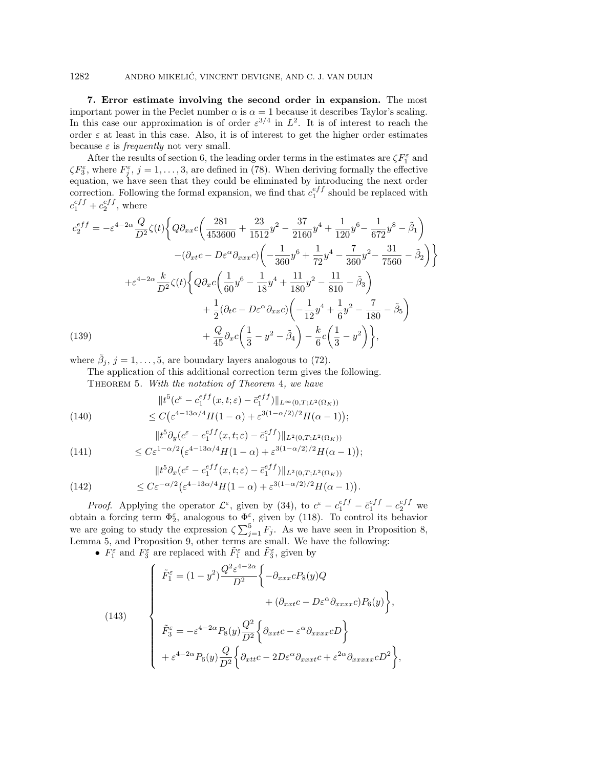**7. Error estimate involving the second order in expansion.** The most important power in the Peclet number $\alpha$ is $\alpha = 1$ because it describes Taylor's scaling. In this case our approximation is of order $\varepsilon^{3/4}$ in $L^2$. It is of interest to reach the order $\varepsilon$ at least in this case. Also, it is of interest to get the higher order estimates because $\varepsilon$ is *frequently* not very small.

After the results of section 6, the leading order terms in the estimates are $\zeta F_1^\varepsilon$ and $\zeta F_3^\varepsilon$, where $F_j^\varepsilon$, $j = 1, \dots, 3$, are defined in (78). When deriving formally the effective equation, we have seen that they could be eliminated by introducing the next order correction. Following the formal expansion, we find that $c_1^{eff}$ should be replaced with $c_1^{eff} + c_2^{eff}$, where

$$
\begin{aligned}
c_2^{eff} = -\varepsilon^{4-2\alpha}\frac{Q}{D^2}\zeta(t)\bigg\{ & Q\partial_{xx}c\bigg(\frac{281}{453600} + \frac{23}{1512}y^2 - \frac{37}{2160}y^4 + \frac{1}{120}y^6 - \frac{1}{672}y^8 - \tilde{\beta}_1\bigg) \\
& -(\partial_{xt}c - D\varepsilon^\alpha \partial_{xxx}c)\bigg(-\frac{1}{360}y^6 + \frac{1}{72}y^4 - \frac{7}{360}y^2 - \frac{31}{7560} - \tilde{\beta}_2\bigg)\bigg\} \\
+\varepsilon^{4-2\alpha}\frac{k}{D^2}\zeta(t)\bigg\{ & Q\partial_x c\bigg(\frac{1}{60}y^6 - \frac{1}{18}y^4 + \frac{11}{180}y^2 - \frac{11}{810} - \tilde{\beta}_3\bigg) \\
& + \frac{1}{2}(\partial_t c - D\varepsilon^\alpha \partial_{xx}c)\bigg(-\frac{1}{12}y^4 + \frac{1}{6}y^2 - \frac{7}{180} - \tilde{\beta}_5\bigg) \\
& + \frac{Q}{45}\partial_x c\bigg(\frac{1}{3} - y^2 - \tilde{\beta}_4\bigg) - \frac{k}{6}c\bigg(\frac{1}{3} - y^2\bigg)\bigg\},
\end{aligned} \tag{139}
$$

where $\tilde{\beta}_j$, $j = 1, \dots, 5$, are boundary layers analogous to (72).

The application of this additional correction term gives the following.

THEOREM 5. *With the notation of Theorem* 4, *we have*

$$
\begin{aligned}
&\|t^5(c^\varepsilon - c_1^{eff}(x,t;\varepsilon) - \bar{c}_1^{eff})\|_{L^\infty(0,T;L^2(\Omega_K))} \\
&\qquad \le C\big(\varepsilon^{4-13\alpha/4}H(1-\alpha) + \varepsilon^{3(1-\alpha/2)/2}H(\alpha-1)\big);
\end{aligned} \tag{140}
$$

$$
\begin{aligned}
&\|t^5\partial_y(c^\varepsilon - c_1^{eff}(x,t;\varepsilon) - \bar{c}_1^{eff})\|_{L^2(0,T;L^2(\Omega_K))} \\
&\qquad \le C\varepsilon^{1-\alpha/2}\big(\varepsilon^{4-13\alpha/4}H(1-\alpha) + \varepsilon^{3(1-\alpha/2)/2}H(\alpha-1)\big);
\end{aligned} \tag{141}
$$

$$
\begin{aligned}
&\|t^5\partial_x(c^\varepsilon - c_1^{eff}(x,t;\varepsilon) - \bar{c}_1^{eff})\|_{L^2(0,T;L^2(\Omega_K))} \\
&\qquad \le C\varepsilon^{-\alpha/2}\big(\varepsilon^{4-13\alpha/4}H(1-\alpha) + \varepsilon^{3(1-\alpha/2)/2}H(\alpha-1)\big).
\end{aligned} \tag{142}
$$

*Proof.* Applying the operator $\mathcal{L}^\varepsilon$, given by (34), to $c^\varepsilon - c_1^{eff} - \bar{c}_1^{eff} - c_2^{eff}$ we obtain a forcing term $\Phi_2^\varepsilon$, analogous to $\Phi^\varepsilon$, given by (118). To control its behavior we are going to study the expression $\zeta\sum_{j=1}^5 F_j$. As we have seen in Proposition 8, Lemma 5, and Proposition 9, other terms are small. We have the following:

- $F_1^\varepsilon$ and $F_3^\varepsilon$ are replaced with $\tilde{F}_1^\varepsilon$ and $\tilde{F}_3^\varepsilon$, given by

$$
\left\{
\begin{aligned}
\tilde{F}_1^\varepsilon &= (1-y^2)\frac{Q^2\varepsilon^{4-2\alpha}}{D^2}\bigg\{-\partial_{xxx}cP_8(y)Q \\
&\qquad\qquad + (\partial_{xxt}c - D\varepsilon^\alpha\partial_{xxxx}c)P_6(y)\bigg\}, \\
\tilde{F}_3^\varepsilon &= -\varepsilon^{4-2\alpha}P_8(y)\frac{Q^2}{D^2}\bigg\{\partial_{xxt}c - \varepsilon^\alpha\partial_{xxxx}cD\bigg\} \\
&\quad + \varepsilon^{4-2\alpha}P_6(y)\frac{Q}{D^2}\bigg\{\partial_{xtt}c - 2D\varepsilon^\alpha\partial_{xxxt}c + \varepsilon^{2\alpha}\partial_{xxxxx}cD^2\bigg\},
\end{aligned}
\right. \tag{143}
$$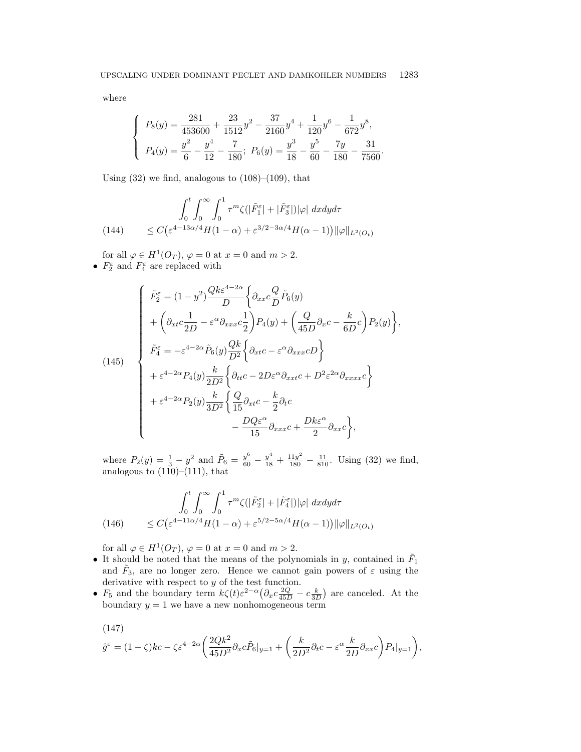where

$$
\left\{
\begin{array}{l}
P_8(y) = \dfrac{281}{453600} + \dfrac{23}{1512}y^2 - \dfrac{37}{2160}y^4 + \dfrac{1}{120}y^6 - \dfrac{1}{672}y^8, \\[2mm]
P_4(y) = \dfrac{y^2}{6} - \dfrac{y^4}{12} - \dfrac{7}{180}; \; P_6(y) = \dfrac{y^3}{18} - \dfrac{y^5}{60} - \dfrac{7y}{180} - \dfrac{31}{7560}.
\end{array}
\right.
$$

Using (32) we find, analogous to (108)–(109), that

$$
\begin{aligned}
&\int_0^t \int_0^\infty \int_0^1 \tau^m \zeta(|\tilde{F}_1^\varepsilon| + |\tilde{F}_3^\varepsilon|)|\varphi| \; dxdyd\tau \\
&\le C\big(\varepsilon^{4-13\alpha/4} H(1-\alpha) + \varepsilon^{3/2-3\alpha/4} H(\alpha - 1)\big)\|\varphi\|_{L^2(O_t)}
\end{aligned} \tag{144}
$$

for all $\varphi \in H^1(O_T)$, $\varphi = 0$ at $x = 0$ and $m > 2$.

- $F_2^\varepsilon$ and $F_4^\varepsilon$ are replaced with

$$
\left\{
\begin{aligned}
&\tilde{F}_2^\varepsilon = (1-y^2)\frac{Qk\varepsilon^{4-2\alpha}}{D}\bigg\{\partial_{xx}c\frac{Q}{D}\tilde{P}_6(y) \\
&+ \bigg(\partial_{xt}c\frac{1}{2D} - \varepsilon^\alpha \partial_{xxx}c\frac{1}{2}\bigg)P_4(y) + \bigg(\frac{Q}{45D}\partial_x c - \frac{k}{6D}c\bigg)P_2(y)\bigg\}, \\
&\tilde{F}_4^\varepsilon = -\varepsilon^{4-2\alpha}\tilde{P}_6(y)\frac{Qk}{D^2}\bigg\{\partial_{xt}c - \varepsilon^\alpha \partial_{xxx}cD\bigg\} \\
&+ \varepsilon^{4-2\alpha}P_4(y)\frac{k}{2D^2}\bigg\{\partial_{tt}c - 2D\varepsilon^\alpha\partial_{xxt}c + D^2\varepsilon^{2\alpha}\partial_{xxxx}c\bigg\} \\
&+ \varepsilon^{4-2\alpha}P_2(y)\frac{k}{3D^2}\bigg\{\frac{Q}{15}\partial_{xt}c - \frac{k}{2}\partial_t c \\
&\qquad\qquad - \frac{DQ\varepsilon^\alpha}{15}\partial_{xxx}c + \frac{Dk\varepsilon^\alpha}{2}\partial_{xx}c\bigg\},
\end{aligned}
\right. \tag{145}
$$

where $P_2(y) = \frac{1}{3} - y^2$ and $\tilde{P}_6 = \frac{y^6}{60} - \frac{y^4}{18} + \frac{11y^2}{180} - \frac{11}{810}$. Using (32) we find, analogous to (110)–(111), that

$$
\begin{aligned}
&\int_0^t \int_0^\infty \int_0^1 \tau^m \zeta(|\tilde{F}_2^\varepsilon| + |\tilde{F}_4^\varepsilon|)|\varphi| \; dxdyd\tau \\
&\le C\big(\varepsilon^{4-11\alpha/4} H(1-\alpha) + \varepsilon^{5/2-5\alpha/4} H(\alpha - 1)\big)\|\varphi\|_{L^2(O_t)}
\end{aligned} \tag{146}
$$

for all $\varphi \in H^1(O_T)$, $\varphi = 0$ at $x = 0$ and $m > 2$.

- It should be noted that the means of the polynomials in $y$, contained in $\tilde{F}_1$ and $\tilde{F}_3$, are no longer zero. Hence we cannot gain powers of $\varepsilon$ using the derivative with respect to $y$ of the test function.
- $F_5$ and the boundary term $k\zeta(t)\varepsilon^{2-\alpha}\big(\partial_x c\frac{2Q}{45D} - c\frac{k}{3D}\big)$ are canceled. At the boundary $y = 1$ we have a new nonhomogeneous term

$$
\hat{g}^\varepsilon = (1-\zeta)kc - \zeta\varepsilon^{4-2\alpha}\bigg(\frac{2Qk^2}{45D^2}\partial_x c\tilde{P}_6|_{y=1} + \bigg(\frac{k}{2D^2}\partial_t c - \varepsilon^\alpha\frac{k}{2D}\partial_{xx}c\bigg)P_4|_{y=1}\bigg), \tag{147}
$$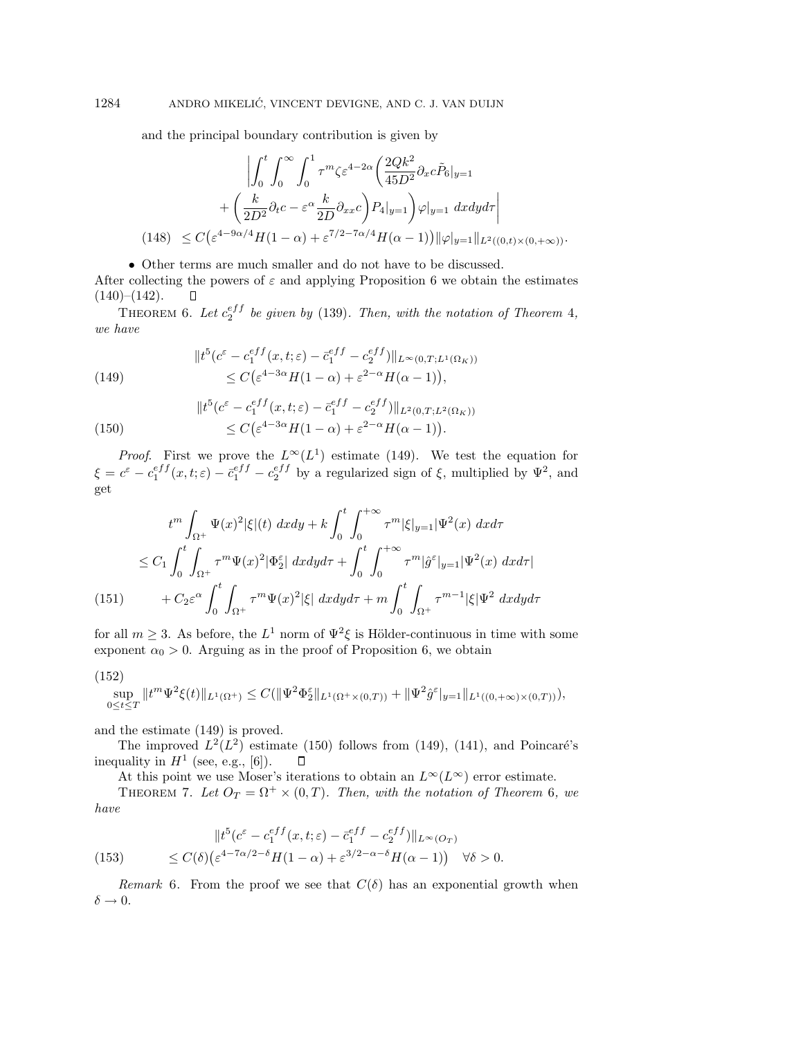and the principal boundary contribution is given by

$$
\begin{aligned}
&\bigg| \int_0^t \int_0^\infty \int_0^1 \tau^m \zeta \varepsilon^{4-2\alpha} \bigg( \frac{2Qk^2}{45D^2} \partial_x c \tilde{P}_6|_{y=1} \\
&\quad + \bigg( \frac{k}{2D^2} \partial_t c - \varepsilon^\alpha \frac{k}{2D} \partial_{xx} c \bigg) P_4|_{y=1} \bigg) \varphi|_{y=1} \; dxdyd\tau \bigg| \\
&\le C\big( \varepsilon^{4-9\alpha/4} H(1-\alpha) + \varepsilon^{7/2-7\alpha/4} H(\alpha-1) \big) \|\varphi|_{y=1}\|_{L^2((0,t)\times(0,+\infty))}. \qquad (148)
\end{aligned}
$$

- Other terms are much smaller and do not have to be discussed.

After collecting the powers of $\varepsilon$ and applying Proposition 6 we obtain the estimates (140)–(142). $\square$

THEOREM 6. *Let $c_2^{eff}$ be given by* (139). *Then, with the notation of Theorem* 4, *we have*

$$
\begin{aligned}
&\|t^5(c^\varepsilon - c_1^{eff}(x,t;\varepsilon) - \bar{c}_1^{eff} - c_2^{eff})\|_{L^\infty(0,T;L^1(\Omega_K))} \\
&\qquad \le C\big( \varepsilon^{4-3\alpha} H(1-\alpha) + \varepsilon^{2-\alpha} H(\alpha-1) \big), \qquad (149)
\end{aligned}
$$

$$
\begin{aligned}
&\|t^5(c^\varepsilon - c_1^{eff}(x,t;\varepsilon) - \bar{c}_1^{eff} - c_2^{eff})\|_{L^2(0,T;L^2(\Omega_K))} \\
&\qquad \le C\big( \varepsilon^{4-3\alpha} H(1-\alpha) + \varepsilon^{2-\alpha} H(\alpha-1) \big). \qquad (150)
\end{aligned}
$$

*Proof.* First we prove the $L^\infty(L^1)$ estimate (149). We test the equation for $\xi = c^\varepsilon - c_1^{eff}(x,t;\varepsilon) - \bar{c}_1^{eff} - c_2^{eff}$ by a regularized sign of $\xi$, multiplied by $\Psi^2$, and get

$$
\begin{aligned}
&t^m \int_{\Omega^+} \Psi(x)^2 |\xi|(t) \; dxdy + k \int_0^t \int_0^{+\infty} \tau^m |\xi|_{y=1}| \Psi^2(x) \; dxd\tau \\
&\le C_1 \int_0^t \int_{\Omega^+} \tau^m \Psi(x)^2 |\Phi_2^\varepsilon| \; dxdyd\tau + \int_0^t \int_0^{+\infty} \tau^m |\hat{g}^\varepsilon|_{y=1}| \Psi^2(x) \; dxd\tau| \\
&\quad + C_2 \varepsilon^\alpha \int_0^t \int_{\Omega^+} \tau^m \Psi(x)^2 |\xi| \; dxdyd\tau + m \int_0^t \int_{\Omega^+} \tau^{m-1} |\xi| \Psi^2 \; dxdyd\tau \qquad (151)
\end{aligned}
$$

for all $m \ge 3$. As before, the $L^1$ norm of $\Psi^2 \xi$ is Hölder-continuous in time with some exponent $\alpha_0 > 0$. Arguing as in the proof of Proposition 6, we obtain

$$
\sup_{0\le t\le T} \|t^m \Psi^2 \xi(t)\|_{L^1(\Omega^+)} \le C(\|\Psi^2 \Phi_2^\varepsilon\|_{L^1(\Omega^+\times(0,T))} + \|\Psi^2 \hat{g}^\varepsilon|_{y=1}\|_{L^1((0,+\infty)\times(0,T))}), \qquad (152)
$$

and the estimate (149) is proved.

The improved $L^2(L^2)$ estimate (150) follows from (149), (141), and Poincaré's inequality in $H^1$ (see, e.g., [6]). $\square$

At this point we use Moser's iterations to obtain an $L^\infty(L^\infty)$ error estimate.

THEOREM 7. *Let $O_T = \Omega^+ \times (0,T)$. Then, with the notation of Theorem* 6, *we have*

$$
\begin{aligned}
&\|t^5(c^\varepsilon - c_1^{eff}(x,t;\varepsilon) - \bar{c}_1^{eff} - c_2^{eff})\|_{L^\infty(O_T)} \\
&\le C(\delta)\big( \varepsilon^{4-7\alpha/2-\delta} H(1-\alpha) + \varepsilon^{3/2-\alpha-\delta} H(\alpha-1) \big) \quad \forall \delta > 0. \qquad (153)
\end{aligned}
$$

*Remark* 6. From the proof we see that $C(\delta)$ has an exponential growth when $\delta \to 0$.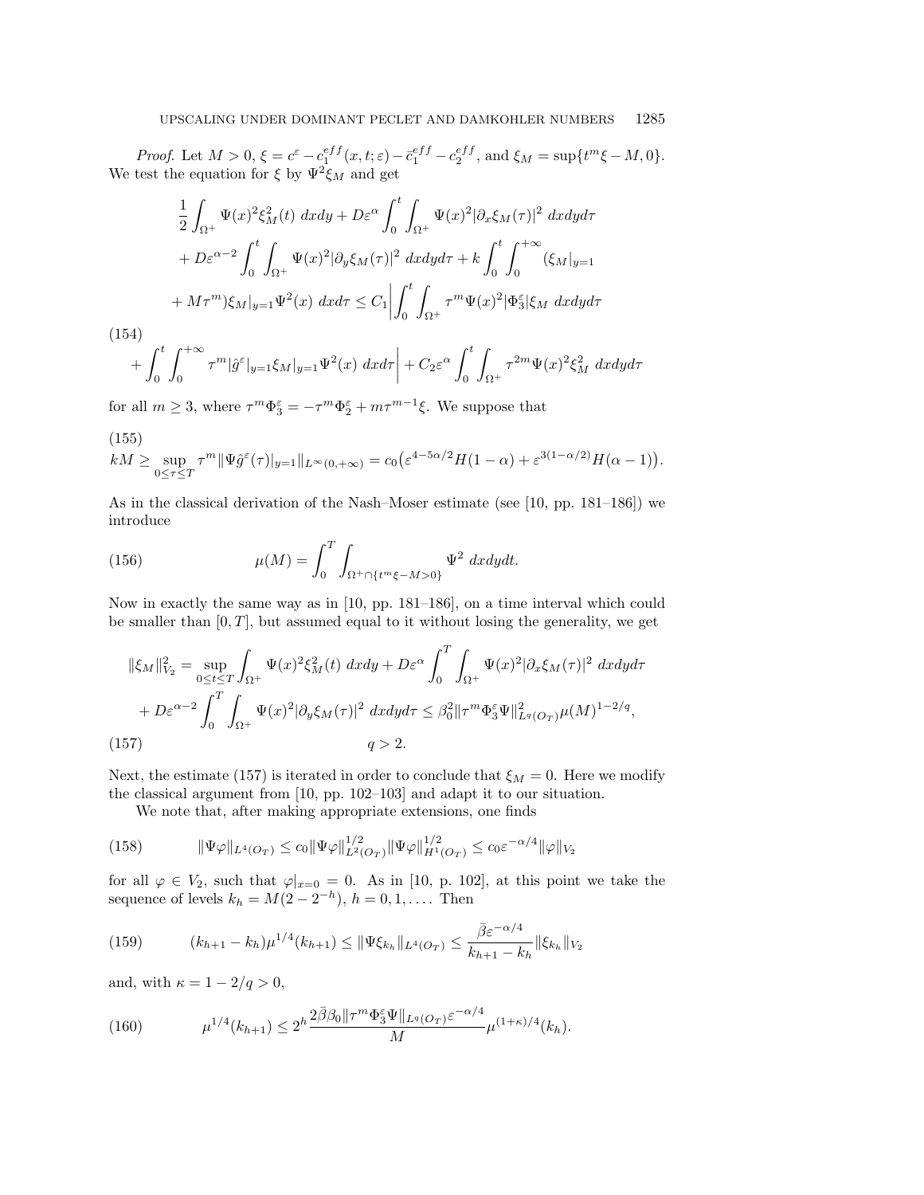*Proof.* Let $M > 0$, $\xi = c^\varepsilon - c_1^{eff}(x,t;\varepsilon) - \bar{c}_1^{eff} - c_2^{eff}$, and $\xi_M = \sup\{t^m \xi - M, 0\}$. We test the equation for $\xi$ by $\Psi^2 \xi_M$ and get

$$
\begin{aligned}
&\frac{1}{2}\int_{\Omega^+} \Psi(x)^2 \xi_M^2(t)\, dxdy + D\varepsilon^\alpha \int_0^t \int_{\Omega^+} \Psi(x)^2 |\partial_x \xi_M(\tau)|^2\, dxdyd\tau \\
&+ D\varepsilon^{\alpha-2}\int_0^t \int_{\Omega^+} \Psi(x)^2 |\partial_y \xi_M(\tau)|^2\, dxdyd\tau + k\int_0^t \int_0^{+\infty} (\xi_M|_{y=1} \\
&+ M\tau^m)\xi_M|_{y=1}\Psi^2(x)\, dxd\tau \leq C_1 \bigg| \int_0^t \int_{\Omega^+} \tau^m \Psi(x)^2 |\Phi_3^\varepsilon| \xi_M\, dxdyd\tau \\
&+ \int_0^t \int_0^{+\infty} \tau^m |\hat{g}^\varepsilon|_{y=1} \xi_M|_{y=1} \Psi^2(x)\, dxd\tau \bigg| + C_2 \varepsilon^\alpha \int_0^t \int_{\Omega^+} \tau^{2m} \Psi(x)^2 \xi_M^2\, dxdyd\tau
\end{aligned} \tag{154}
$$

for all $m \geq 3$, where $\tau^m \Phi_3^\varepsilon = -\tau^m \Phi_2^\varepsilon + m\tau^{m-1}\xi$. We suppose that

$$
kM \geq \sup_{0 \leq \tau \leq T} \tau^m \|\Psi \hat{g}^\varepsilon(\tau)|_{y=1}\|_{L^\infty(0,+\infty)} = c_0\big(\varepsilon^{4-5\alpha/2} H(1-\alpha) + \varepsilon^{3(1-\alpha/2)} H(\alpha - 1)\big). \tag{155}
$$

As in the classical derivation of the Nash–Moser estimate (see [10, pp. 181–186]) we introduce

$$
\mu(M) = \int_0^T \int_{\Omega^+ \cap \{t^m \xi - M > 0\}} \Psi^2\, dxdydt. \tag{156}
$$

Now in exactly the same way as in [10, pp. 181–186], on a time interval which could be smaller than $[0, T]$, but assumed equal to it without losing the generality, we get

$$
\begin{aligned}
\|\xi_M\|_{V_2}^2 &= \sup_{0 \leq t \leq T} \int_{\Omega^+} \Psi(x)^2 \xi_M^2(t)\, dxdy + D\varepsilon^\alpha \int_0^T \int_{\Omega^+} \Psi(x)^2 |\partial_x \xi_M(\tau)|^2\, dxdyd\tau \\
&+ D\varepsilon^{\alpha-2}\int_0^T \int_{\Omega^+} \Psi(x)^2 |\partial_y \xi_M(\tau)|^2\, dxdyd\tau \leq \beta_0^2 \|\tau^m \Phi_3^\varepsilon \Psi\|_{L^q(O_T)}^2 \mu(M)^{1-2/q}, \\
&\qquad q > 2.
\end{aligned} \tag{157}
$$

Next, the estimate (157) is iterated in order to conclude that $\xi_M = 0$. Here we modify the classical argument from [10, pp. 102–103] and adapt it to our situation.

We note that, after making appropriate extensions, one finds

$$
\|\Psi \varphi\|_{L^4(O_T)} \leq c_0 \|\Psi\varphi\|_{L^2(O_T)}^{1/2} \|\Psi\varphi\|_{H^1(O_T)}^{1/2} \leq c_0 \varepsilon^{-\alpha/4} \|\varphi\|_{V_2} \tag{158}
$$

for all $\varphi \in V_2$, such that $\varphi|_{x=0} = 0$. As in [10, p. 102], at this point we take the sequence of levels $k_h = M(2 - 2^{-h})$, $h = 0, 1, \ldots$. Then

$$
(k_{h+1} - k_h)\mu^{1/4}(k_{h+1}) \leq \|\Psi \xi_{k_h}\|_{L^4(O_T)} \leq \frac{\bar{\beta}\varepsilon^{-\alpha/4}}{k_{h+1} - k_h} \|\xi_{k_h}\|_{V_2} \tag{159}
$$

and, with $\kappa = 1 - 2/q > 0$,

$$
\mu^{1/4}(k_{h+1}) \leq 2^h \frac{2\bar{\beta}\beta_0 \|\tau^m \Phi_3^\varepsilon \Psi\|_{L^q(O_T)} \varepsilon^{-\alpha/4}}{M} \mu^{(1+\kappa)/4}(k_h). \tag{160}
$$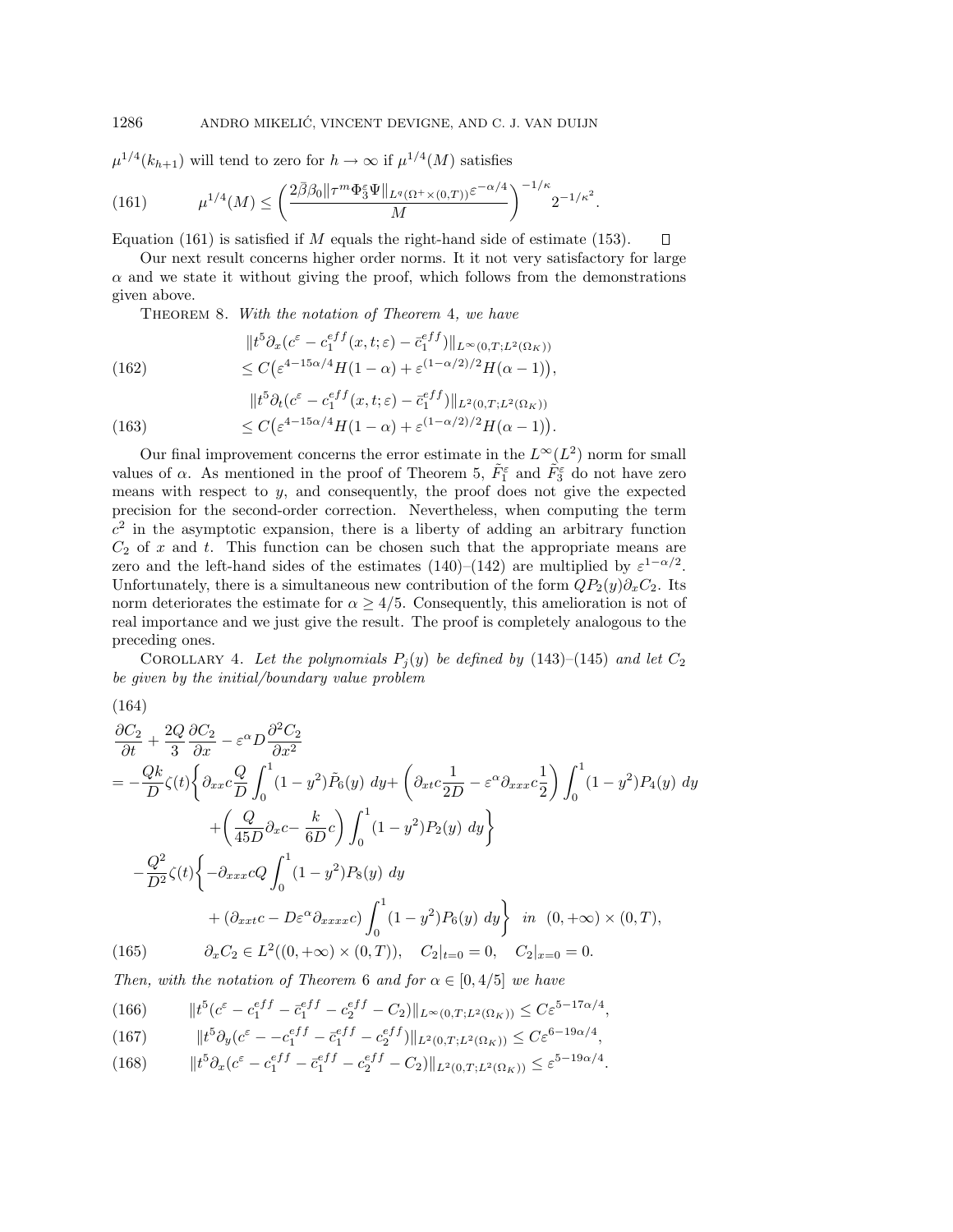$\mu^{1/4}(k_{h+1})$ will tend to zero for $h \to \infty$ if $\mu^{1/4}(M)$ satisfies

$$\mu^{1/4}(M) \le \left( \frac{2\bar{\beta}\beta_0 \|\tau^m \Phi_3^\varepsilon \Psi\|_{L^q(\Omega^+ \times (0,T))} \varepsilon^{-\alpha/4}}{M} \right)^{-1/\kappa} 2^{-1/\kappa^2}. \tag{161}$$

Equation (161) is satisfied if $M$ equals the right-hand side of estimate (153). $\square$

Our next result concerns higher order norms. It it not very satisfactory for large $\alpha$ and we state it without giving the proof, which follows from the demonstrations given above.

THEOREM 8. *With the notation of Theorem* 4, *we have*

$$\begin{aligned} &\|t^5 \partial_x (c^\varepsilon - c_1^{eff}(x,t;\varepsilon) - \bar{c}_1^{eff})\|_{L^\infty(0,T;L^2(\Omega_K))} \\ &\quad \le C\big(\varepsilon^{4-15\alpha/4} H(1-\alpha) + \varepsilon^{(1-\alpha/2)/2} H(\alpha - 1)\big), \end{aligned} \tag{162}$$

$$\begin{aligned} &\|t^5 \partial_t (c^\varepsilon - c_1^{eff}(x,t;\varepsilon) - \bar{c}_1^{eff})\|_{L^2(0,T;L^2(\Omega_K))} \\ &\quad \le C\big(\varepsilon^{4-15\alpha/4} H(1-\alpha) + \varepsilon^{(1-\alpha/2)/2} H(\alpha - 1)\big). \end{aligned} \tag{163}$$

Our final improvement concerns the error estimate in the $L^\infty(L^2)$ norm for small values of $\alpha$. As mentioned in the proof of Theorem 5, $\tilde{F}_1^\varepsilon$ and $\tilde{F}_3^\varepsilon$ do not have zero means with respect to $y$, and consequently, the proof does not give the expected precision for the second-order correction. Nevertheless, when computing the term $c^2$ in the asymptotic expansion, there is a liberty of adding an arbitrary function $C_2$ of $x$ and $t$. This function can be chosen such that the appropriate means are zero and the left-hand sides of the estimates (140)–(142) are multiplied by $\varepsilon^{1-\alpha/2}$. Unfortunately, there is a simultaneous new contribution of the form $QP_2(y)\partial_x C_2$. Its norm deteriorates the estimate for $\alpha \ge 4/5$. Consequently, this amelioration is not of real importance and we just give the result. The proof is completely analogous to the preceding ones.

COROLLARY 4. *Let the polynomials $P_j(y)$ be defined by* (143)–(145) *and let $C_2$ be given by the initial/boundary value problem*

$$\begin{aligned} &\frac{\partial C_2}{\partial t} + \frac{2Q}{3}\frac{\partial C_2}{\partial x} - \varepsilon^\alpha D \frac{\partial^2 C_2}{\partial x^2} \\ &= -\frac{Qk}{D}\zeta(t)\bigg\{ \partial_{xx} c \frac{Q}{D}\int_0^1 (1-y^2)\tilde{P}_6(y)\,dy + \left(\partial_{xt} c \frac{1}{2D} - \varepsilon^\alpha \partial_{xxx} c \frac{1}{2}\right)\int_0^1 (1-y^2) P_4(y)\,dy \\ &\qquad + \left( \frac{Q}{45D}\partial_x c - \frac{k}{6D} c\right)\int_0^1 (1-y^2)P_2(y)\,dy \bigg\} \\ &\quad -\frac{Q^2}{D^2}\zeta(t)\bigg\{ -\partial_{xxx} c Q \int_0^1 (1-y^2)P_8(y)\,dy \\ &\qquad + (\partial_{xxt} c - D\varepsilon^\alpha \partial_{xxxx} c)\int_0^1 (1-y^2)P_6(y)\,dy \bigg\} \quad \textit{in} \ \ (0,+\infty)\times(0,T), \end{aligned} \tag{164}$$

$$\partial_x C_2 \in L^2((0,+\infty)\times(0,T)), \quad C_2|_{t=0} = 0, \quad C_2|_{x=0} = 0. \tag{165}$$

*Then, with the notation of Theorem* 6 *and for $\alpha \in [0, 4/5]$ we have*

$$\|t^5 (c^\varepsilon - c_1^{eff} - \bar{c}_1^{eff} - c_2^{eff} - C_2)\|_{L^\infty(0,T;L^2(\Omega_K))} \le C\varepsilon^{5-17\alpha/4}, \tag{166}$$

$$\|t^5 \partial_y (c^\varepsilon - -c_1^{eff} - \bar{c}_1^{eff} - c_2^{eff})\|_{L^2(0,T;L^2(\Omega_K))} \le C\varepsilon^{6-19\alpha/4}, \tag{167}$$

$$\|t^5 \partial_x (c^\varepsilon - c_1^{eff} - \bar{c}_1^{eff} - c_2^{eff} - C_2)\|_{L^2(0,T;L^2(\Omega_K))} \le \varepsilon^{5-19\alpha/4}. \tag{168}$$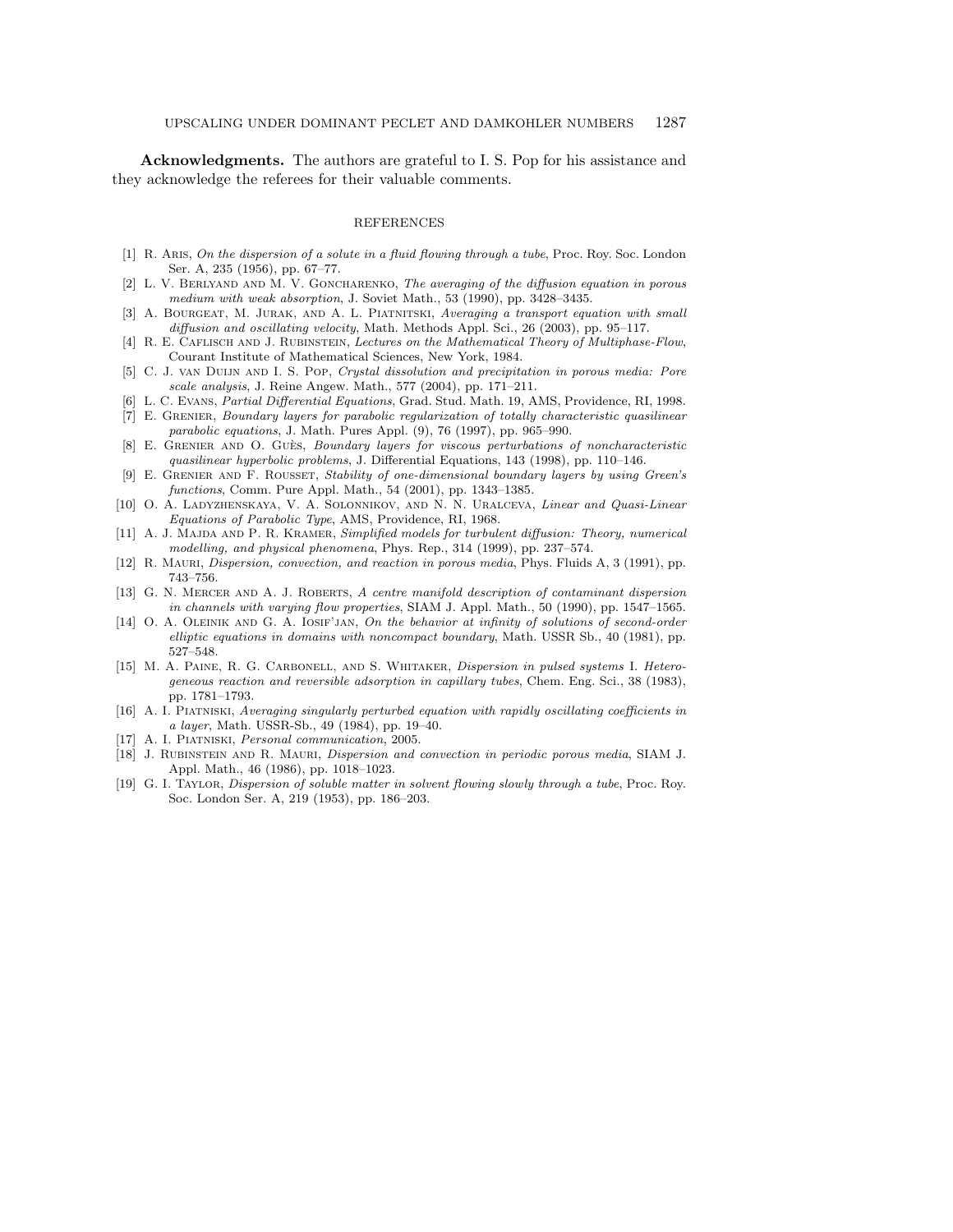**Acknowledgments.** The authors are grateful to I. S. Pop for his assistance and they acknowledge the referees for their valuable comments.

## REFERENCES

[1] R. Aris, *On the dispersion of a solute in a fluid flowing through a tube*, Proc. Roy. Soc. London Ser. A, 235 (1956), pp. 67–77.

[2] L. V. Berlyand and M. V. Goncharenko, *The averaging of the diffusion equation in porous medium with weak absorption*, J. Soviet Math., 53 (1990), pp. 3428–3435.

[3] A. Bourgeat, M. Jurak, and A. L. Piatnitski, *Averaging a transport equation with small diffusion and oscillating velocity*, Math. Methods Appl. Sci., 26 (2003), pp. 95–117.

[4] R. E. Caflisch and J. Rubinstein, *Lectures on the Mathematical Theory of Multiphase-Flow*, Courant Institute of Mathematical Sciences, New York, 1984.

[5] C. J. van Duijn and I. S. Pop, *Crystal dissolution and precipitation in porous media: Pore scale analysis*, J. Reine Angew. Math., 577 (2004), pp. 171–211.

[6] L. C. Evans, *Partial Differential Equations*, Grad. Stud. Math. 19, AMS, Providence, RI, 1998.

[7] E. Grenier, *Boundary layers for parabolic regularization of totally characteristic quasilinear parabolic equations*, J. Math. Pures Appl. (9), 76 (1997), pp. 965–990.

[8] E. Grenier and O. Guès, *Boundary layers for viscous perturbations of noncharacteristic quasilinear hyperbolic problems*, J. Differential Equations, 143 (1998), pp. 110–146.

[9] E. Grenier and F. Rousset, *Stability of one-dimensional boundary layers by using Green's functions*, Comm. Pure Appl. Math., 54 (2001), pp. 1343–1385.

[10] O. A. Ladyzhenskaya, V. A. Solonnikov, and N. N. Uralceva, *Linear and Quasi-Linear Equations of Parabolic Type*, AMS, Providence, RI, 1968.

[11] A. J. Majda and P. R. Kramer, *Simplified models for turbulent diffusion: Theory, numerical modelling, and physical phenomena*, Phys. Rep., 314 (1999), pp. 237–574.

[12] R. Mauri, *Dispersion, convection, and reaction in porous media*, Phys. Fluids A, 3 (1991), pp. 743–756.

[13] G. N. Mercer and A. J. Roberts, *A centre manifold description of contaminant dispersion in channels with varying flow properties*, SIAM J. Appl. Math., 50 (1990), pp. 1547–1565.

[14] O. A. Oleinik and G. A. Iosif'jan, *On the behavior at infinity of solutions of second-order elliptic equations in domains with noncompact boundary*, Math. USSR Sb., 40 (1981), pp. 527–548.

[15] M. A. Paine, R. G. Carbonell, and S. Whitaker, *Dispersion in pulsed systems* I. *Heterogeneous reaction and reversible adsorption in capillary tubes*, Chem. Eng. Sci., 38 (1983), pp. 1781–1793.

[16] A. I. Piatniski, *Averaging singularly perturbed equation with rapidly oscillating coefficients in a layer*, Math. USSR-Sb., 49 (1984), pp. 19–40.

[17] A. I. Piatniski, *Personal communication*, 2005.

[18] J. Rubinstein and R. Mauri, *Dispersion and convection in periodic porous media*, SIAM J. Appl. Math., 46 (1986), pp. 1018–1023.

[19] G. I. Taylor, *Dispersion of soluble matter in solvent flowing slowly through a tube*, Proc. Roy. Soc. London Ser. A, 219 (1953), pp. 186–203.